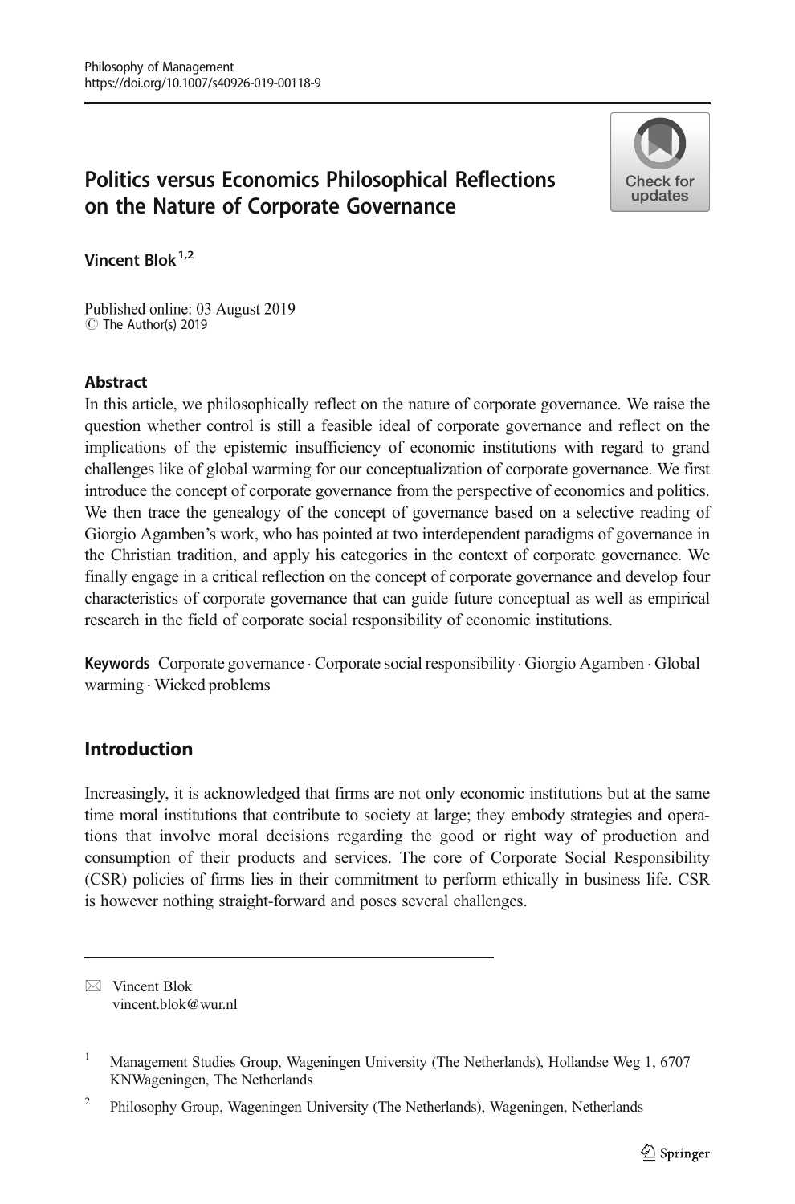# Politics versus Economics Philosophical Reflections on the Nature of Corporate Governance

Vincent Blok [1,2]

Published online: 03 August 2019
© The Author(s) 2019

## Abstract

In this article, we philosophically reflect on the nature of corporate governance. We raise the question whether control is still a feasible ideal of corporate governance and reflect on the implications of the epistemic insufficiency of economic institutions with regard to grand challenges like of global warming for our conceptualization of corporate governance. We first introduce the concept of corporate governance from the perspective of economics and politics. We then trace the genealogy of the concept of governance based on a selective reading of Giorgio Agamben's work, who has pointed at two interdependent paradigms of governance in the Christian tradition, and apply his categories in the context of corporate governance. We finally engage in a critical reflection on the concept of corporate governance and develop four characteristics of corporate governance that can guide future conceptual as well as empirical research in the field of corporate social responsibility of economic institutions.

**Keywords** Corporate governance · Corporate social responsibility · Giorgio Agamben · Global warming · Wicked problems

## Introduction

Increasingly, it is acknowledged that firms are not only economic institutions but at the same time moral institutions that contribute to society at large; they embody strategies and operations that involve moral decisions regarding the good or right way of production and consumption of their products and services. The core of Corporate Social Responsibility (CSR) policies of firms lies in their commitment to perform ethically in business life. CSR is however nothing straight-forward and poses several challenges.

---

✉ Vincent Blok
vincent.blok@wur.nl

[1] Management Studies Group, Wageningen University (The Netherlands), Hollandse Weg 1, 6707 KNWageningen, The Netherlands

[2] Philosophy Group, Wageningen University (The Netherlands), Wageningen, Netherlands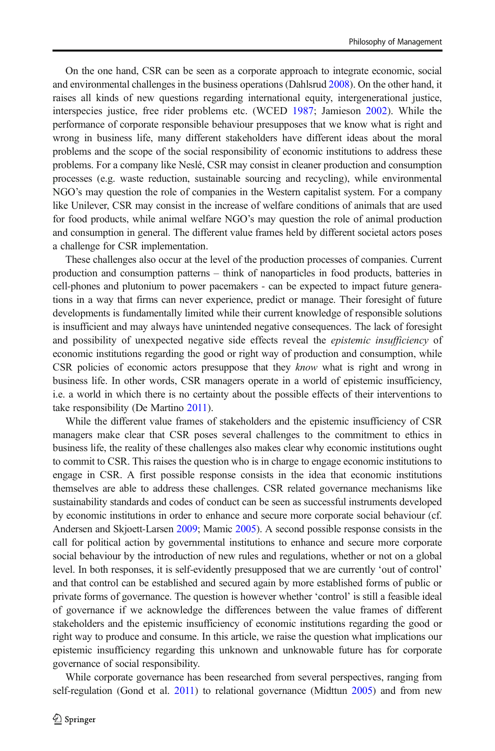On the one hand, CSR can be seen as a corporate approach to integrate economic, social and environmental challenges in the business operations (Dahlsrud 2008). On the other hand, it raises all kinds of new questions regarding international equity, intergenerational justice, interspecies justice, free rider problems etc. (WCED 1987; Jamieson 2002). While the performance of corporate responsible behaviour presupposes that we know what is right and wrong in business life, many different stakeholders have different ideas about the moral problems and the scope of the social responsibility of economic institutions to address these problems. For a company like Neslé, CSR may consist in cleaner production and consumption processes (e.g. waste reduction, sustainable sourcing and recycling), while environmental NGO's may question the role of companies in the Western capitalist system. For a company like Unilever, CSR may consist in the increase of welfare conditions of animals that are used for food products, while animal welfare NGO's may question the role of animal production and consumption in general. The different value frames held by different societal actors poses a challenge for CSR implementation.

These challenges also occur at the level of the production processes of companies. Current production and consumption patterns – think of nanoparticles in food products, batteries in cell-phones and plutonium to power pacemakers - can be expected to impact future generations in a way that firms can never experience, predict or manage. Their foresight of future developments is fundamentally limited while their current knowledge of responsible solutions is insufficient and may always have unintended negative consequences. The lack of foresight and possibility of unexpected negative side effects reveal the *epistemic insufficiency* of economic institutions regarding the good or right way of production and consumption, while CSR policies of economic actors presuppose that they *know* what is right and wrong in business life. In other words, CSR managers operate in a world of epistemic insufficiency, i.e. a world in which there is no certainty about the possible effects of their interventions to take responsibility (De Martino 2011).

While the different value frames of stakeholders and the epistemic insufficiency of CSR managers make clear that CSR poses several challenges to the commitment to ethics in business life, the reality of these challenges also makes clear why economic institutions ought to commit to CSR. This raises the question who is in charge to engage economic institutions to engage in CSR. A first possible response consists in the idea that economic institutions themselves are able to address these challenges. CSR related governance mechanisms like sustainability standards and codes of conduct can be seen as successful instruments developed by economic institutions in order to enhance and secure more corporate social behaviour (cf. Andersen and Skjoett-Larsen 2009; Mamic 2005). A second possible response consists in the call for political action by governmental institutions to enhance and secure more corporate social behaviour by the introduction of new rules and regulations, whether or not on a global level. In both responses, it is self-evidently presupposed that we are currently 'out of control' and that control can be established and secured again by more established forms of public or private forms of governance. The question is however whether 'control' is still a feasible ideal of governance if we acknowledge the differences between the value frames of different stakeholders and the epistemic insufficiency of economic institutions regarding the good or right way to produce and consume. In this article, we raise the question what implications our epistemic insufficiency regarding this unknown and unknowable future has for corporate governance of social responsibility.

While corporate governance has been researched from several perspectives, ranging from self-regulation (Gond et al. 2011) to relational governance (Midttun 2005) and from new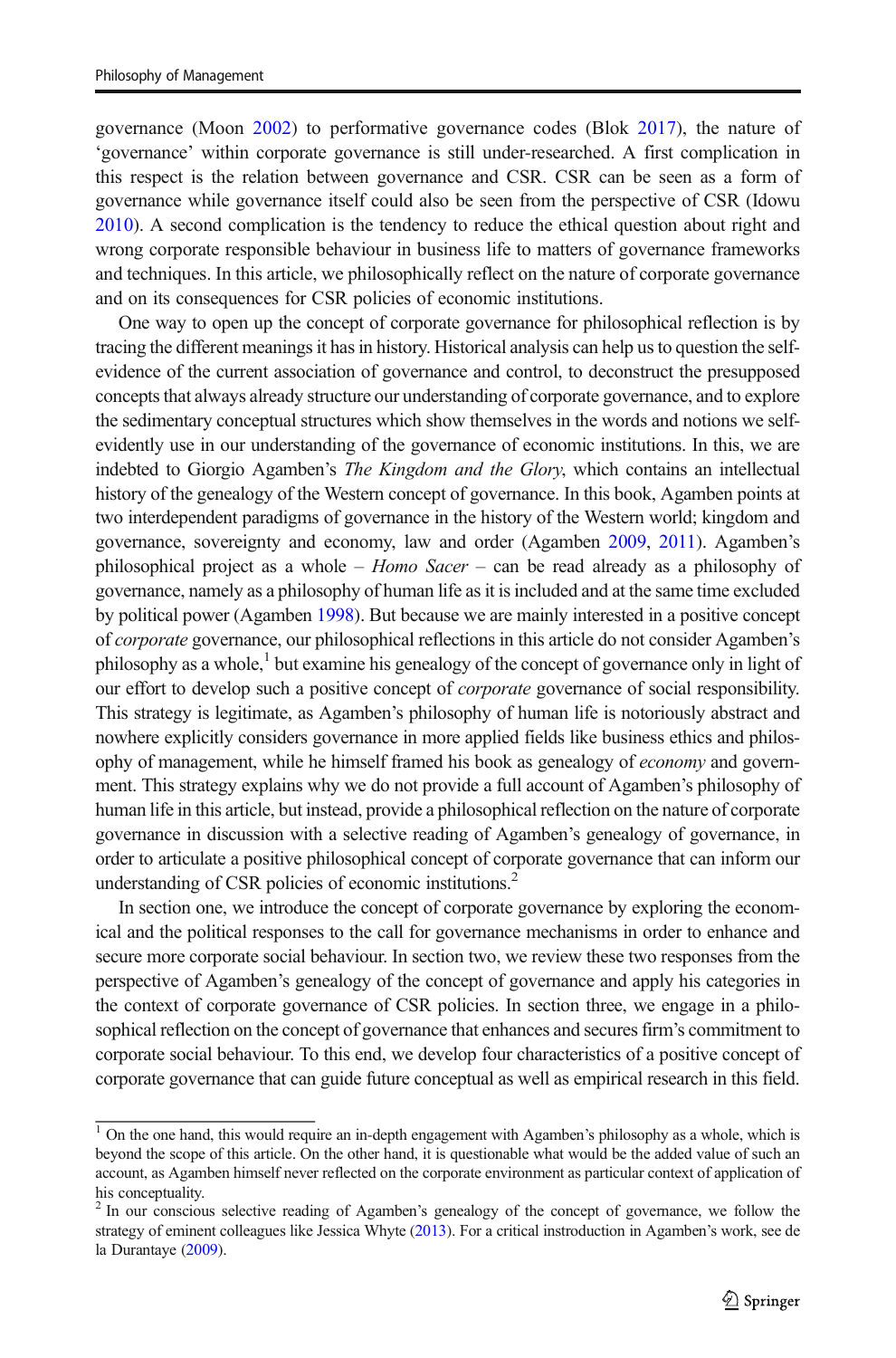governance (Moon 2002) to performative governance codes (Blok 2017), the nature of 'governance' within corporate governance is still under-researched. A first complication in this respect is the relation between governance and CSR. CSR can be seen as a form of governance while governance itself could also be seen from the perspective of CSR (Idowu 2010). A second complication is the tendency to reduce the ethical question about right and wrong corporate responsible behaviour in business life to matters of governance frameworks and techniques. In this article, we philosophically reflect on the nature of corporate governance and on its consequences for CSR policies of economic institutions.

One way to open up the concept of corporate governance for philosophical reflection is by tracing the different meanings it has in history. Historical analysis can help us to question the self-evidence of the current association of governance and control, to deconstruct the presupposed concepts that always already structure our understanding of corporate governance, and to explore the sedimentary conceptual structures which show themselves in the words and notions we self-evidently use in our understanding of the governance of economic institutions. In this, we are indebted to Giorgio Agamben's *The Kingdom and the Glory*, which contains an intellectual history of the genealogy of the Western concept of governance. In this book, Agamben points at two interdependent paradigms of governance in the history of the Western world; kingdom and governance, sovereignty and economy, law and order (Agamben 2009, 2011). Agamben's philosophical project as a whole – *Homo Sacer* – can be read already as a philosophy of governance, namely as a philosophy of human life as it is included and at the same time excluded by political power (Agamben 1998). But because we are mainly interested in a positive concept of *corporate* governance, our philosophical reflections in this article do not consider Agamben's philosophy as a whole,[1] but examine his genealogy of the concept of governance only in light of our effort to develop such a positive concept of *corporate* governance of social responsibility. This strategy is legitimate, as Agamben's philosophy of human life is notoriously abstract and nowhere explicitly considers governance in more applied fields like business ethics and philosophy of management, while he himself framed his book as genealogy of *economy* and government. This strategy explains why we do not provide a full account of Agamben's philosophy of human life in this article, but instead, provide a philosophical reflection on the nature of corporate governance in discussion with a selective reading of Agamben's genealogy of governance, in order to articulate a positive philosophical concept of corporate governance that can inform our understanding of CSR policies of economic institutions.[2]

In section one, we introduce the concept of corporate governance by exploring the economical and the political responses to the call for governance mechanisms in order to enhance and secure more corporate social behaviour. In section two, we review these two responses from the perspective of Agamben's genealogy of the concept of governance and apply his categories in the context of corporate governance of CSR policies. In section three, we engage in a philosophical reflection on the concept of governance that enhances and secures firm's commitment to corporate social behaviour. To this end, we develop four characteristics of a positive concept of corporate governance that can guide future conceptual as well as empirical research in this field.

[1] On the one hand, this would require an in-depth engagement with Agamben's philosophy as a whole, which is beyond the scope of this article. On the other hand, it is questionable what would be the added value of such an account, as Agamben himself never reflected on the corporate environment as particular context of application of his conceptuality.

[2] In our conscious selective reading of Agamben's genealogy of the concept of governance, we follow the strategy of eminent colleagues like Jessica Whyte (2013). For a critical instroduction in Agamben's work, see de la Durantaye (2009).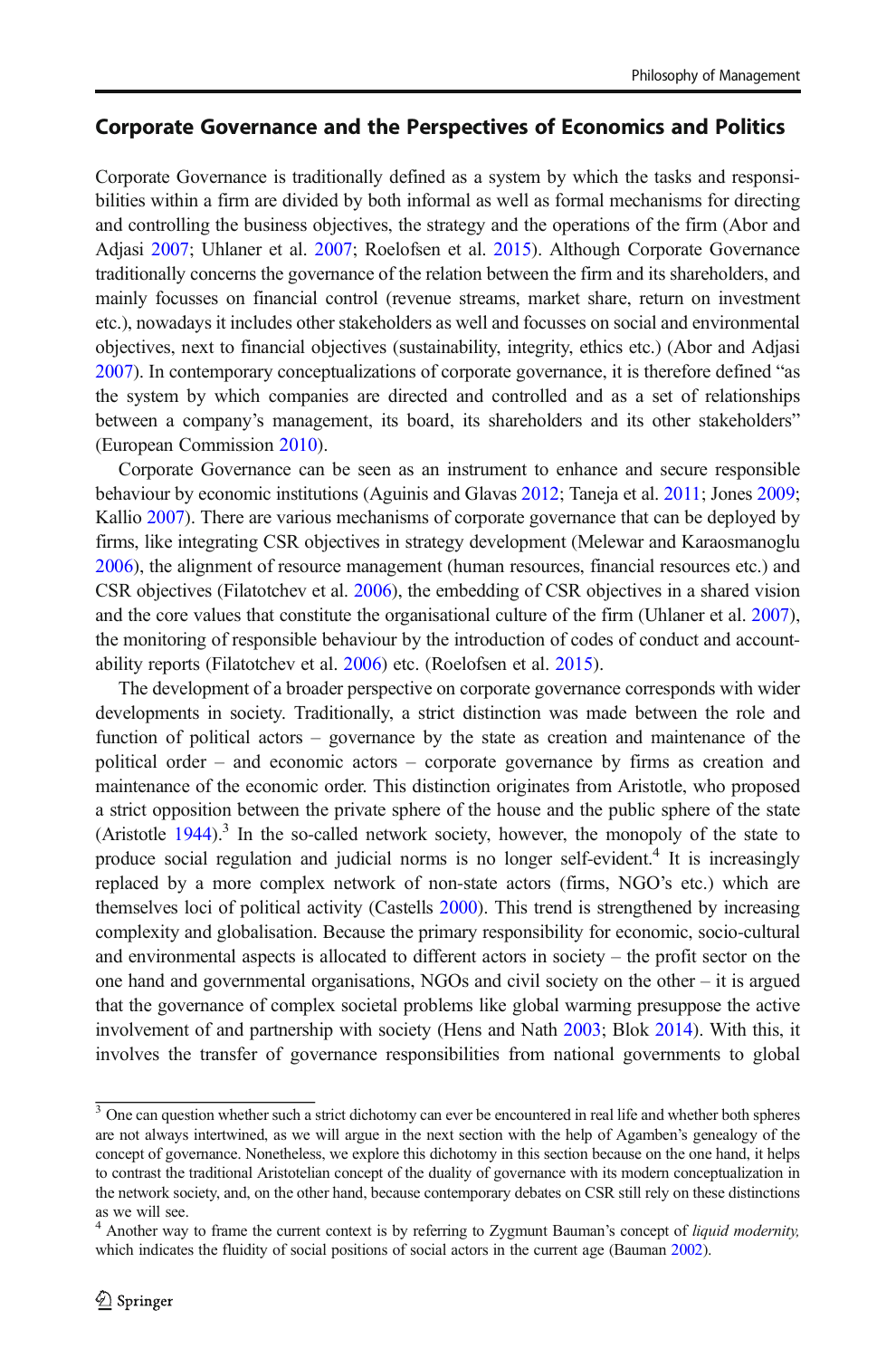## Corporate Governance and the Perspectives of Economics and Politics

Corporate Governance is traditionally defined as a system by which the tasks and responsibilities within a firm are divided by both informal as well as formal mechanisms for directing and controlling the business objectives, the strategy and the operations of the firm (Abor and Adjasi 2007; Uhlaner et al. 2007; Roelofsen et al. 2015). Although Corporate Governance traditionally concerns the governance of the relation between the firm and its shareholders, and mainly focusses on financial control (revenue streams, market share, return on investment etc.), nowadays it includes other stakeholders as well and focusses on social and environmental objectives, next to financial objectives (sustainability, integrity, ethics etc.) (Abor and Adjasi 2007). In contemporary conceptualizations of corporate governance, it is therefore defined "as the system by which companies are directed and controlled and as a set of relationships between a company's management, its board, its shareholders and its other stakeholders" (European Commission 2010).

Corporate Governance can be seen as an instrument to enhance and secure responsible behaviour by economic institutions (Aguinis and Glavas 2012; Taneja et al. 2011; Jones 2009; Kallio 2007). There are various mechanisms of corporate governance that can be deployed by firms, like integrating CSR objectives in strategy development (Melewar and Karaosmanoglu 2006), the alignment of resource management (human resources, financial resources etc.) and CSR objectives (Filatotchev et al. 2006), the embedding of CSR objectives in a shared vision and the core values that constitute the organisational culture of the firm (Uhlaner et al. 2007), the monitoring of responsible behaviour by the introduction of codes of conduct and accountability reports (Filatotchev et al. 2006) etc. (Roelofsen et al. 2015).

The development of a broader perspective on corporate governance corresponds with wider developments in society. Traditionally, a strict distinction was made between the role and function of political actors – governance by the state as creation and maintenance of the political order – and economic actors – corporate governance by firms as creation and maintenance of the economic order. This distinction originates from Aristotle, who proposed a strict opposition between the private sphere of the house and the public sphere of the state (Aristotle 1944).[3] In the so-called network society, however, the monopoly of the state to produce social regulation and judicial norms is no longer self-evident.[4] It is increasingly replaced by a more complex network of non-state actors (firms, NGO's etc.) which are themselves loci of political activity (Castells 2000). This trend is strengthened by increasing complexity and globalisation. Because the primary responsibility for economic, socio-cultural and environmental aspects is allocated to different actors in society – the profit sector on the one hand and governmental organisations, NGOs and civil society on the other – it is argued that the governance of complex societal problems like global warming presuppose the active involvement of and partnership with society (Hens and Nath 2003; Blok 2014). With this, it involves the transfer of governance responsibilities from national governments to global

[3] One can question whether such a strict dichotomy can ever be encountered in real life and whether both spheres are not always intertwined, as we will argue in the next section with the help of Agamben's genealogy of the concept of governance. Nonetheless, we explore this dichotomy in this section because on the one hand, it helps to contrast the traditional Aristotelian concept of the duality of governance with its modern conceptualization in the network society, and, on the other hand, because contemporary debates on CSR still rely on these distinctions as we will see.

[4] Another way to frame the current context is by referring to Zygmunt Bauman's concept of *liquid modernity*, which indicates the fluidity of social positions of social actors in the current age (Bauman 2002).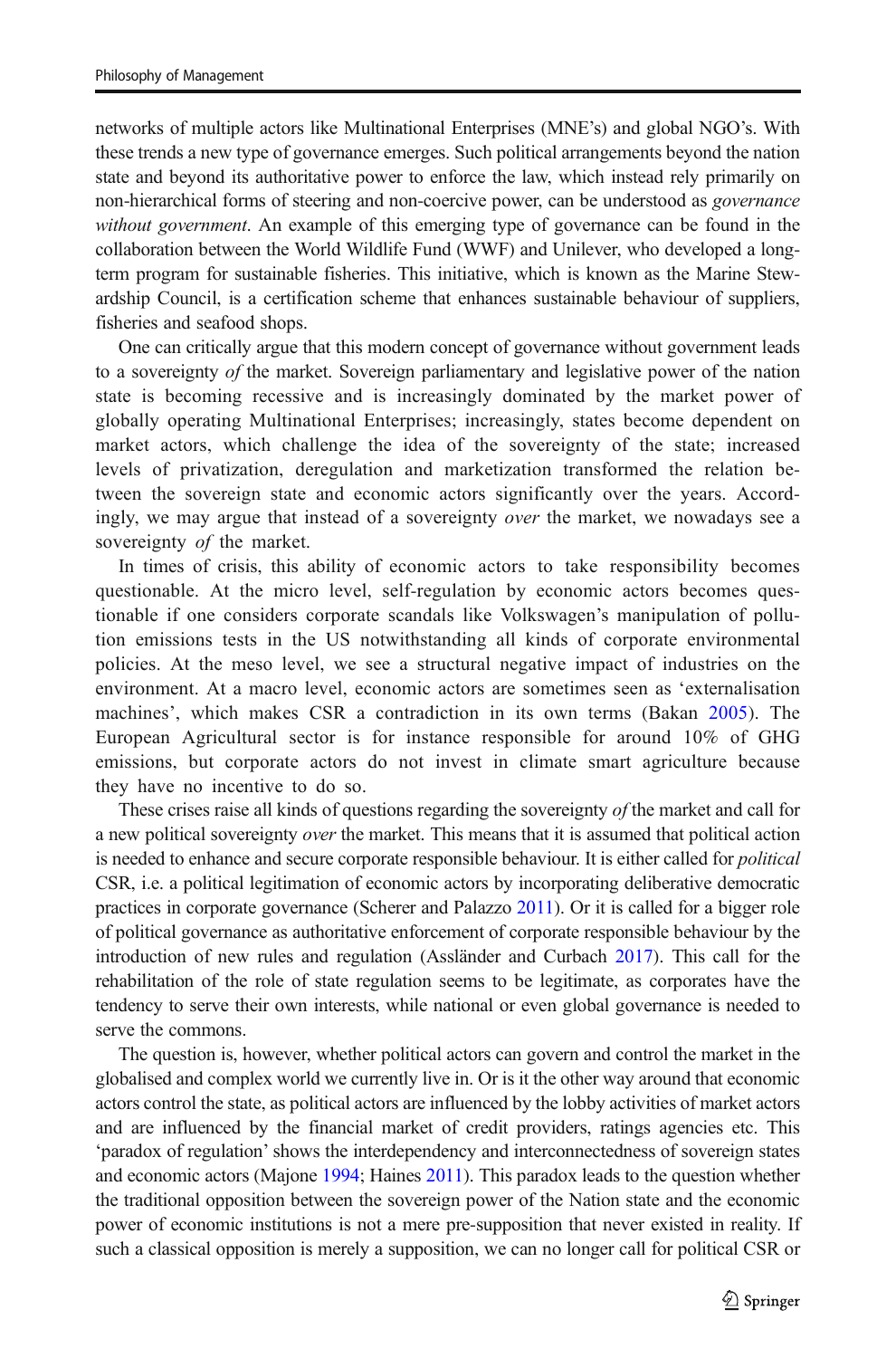networks of multiple actors like Multinational Enterprises (MNE's) and global NGO's. With these trends a new type of governance emerges. Such political arrangements beyond the nation state and beyond its authoritative power to enforce the law, which instead rely primarily on non-hierarchical forms of steering and non-coercive power, can be understood as *governance without government*. An example of this emerging type of governance can be found in the collaboration between the World Wildlife Fund (WWF) and Unilever, who developed a long-term program for sustainable fisheries. This initiative, which is known as the Marine Stewardship Council, is a certification scheme that enhances sustainable behaviour of suppliers, fisheries and seafood shops.

One can critically argue that this modern concept of governance without government leads to a sovereignty *of* the market. Sovereign parliamentary and legislative power of the nation state is becoming recessive and is increasingly dominated by the market power of globally operating Multinational Enterprises; increasingly, states become dependent on market actors, which challenge the idea of the sovereignty of the state; increased levels of privatization, deregulation and marketization transformed the relation between the sovereign state and economic actors significantly over the years. Accordingly, we may argue that instead of a sovereignty *over* the market, we nowadays see a sovereignty *of* the market.

In times of crisis, this ability of economic actors to take responsibility becomes questionable. At the micro level, self-regulation by economic actors becomes questionable if one considers corporate scandals like Volkswagen's manipulation of pollution emissions tests in the US notwithstanding all kinds of corporate environmental policies. At the meso level, we see a structural negative impact of industries on the environment. At a macro level, economic actors are sometimes seen as 'externalisation machines', which makes CSR a contradiction in its own terms (Bakan 2005). The European Agricultural sector is for instance responsible for around 10% of GHG emissions, but corporate actors do not invest in climate smart agriculture because they have no incentive to do so.

These crises raise all kinds of questions regarding the sovereignty *of* the market and call for a new political sovereignty *over* the market. This means that it is assumed that political action is needed to enhance and secure corporate responsible behaviour. It is either called for *political* CSR, i.e. a political legitimation of economic actors by incorporating deliberative democratic practices in corporate governance (Scherer and Palazzo 2011). Or it is called for a bigger role of political governance as authoritative enforcement of corporate responsible behaviour by the introduction of new rules and regulation (Assländer and Curbach 2017). This call for the rehabilitation of the role of state regulation seems to be legitimate, as corporates have the tendency to serve their own interests, while national or even global governance is needed to serve the commons.

The question is, however, whether political actors can govern and control the market in the globalised and complex world we currently live in. Or is it the other way around that economic actors control the state, as political actors are influenced by the lobby activities of market actors and are influenced by the financial market of credit providers, ratings agencies etc. This 'paradox of regulation' shows the interdependency and interconnectedness of sovereign states and economic actors (Majone 1994; Haines 2011). This paradox leads to the question whether the traditional opposition between the sovereign power of the Nation state and the economic power of economic institutions is not a mere pre-supposition that never existed in reality. If such a classical opposition is merely a supposition, we can no longer call for political CSR or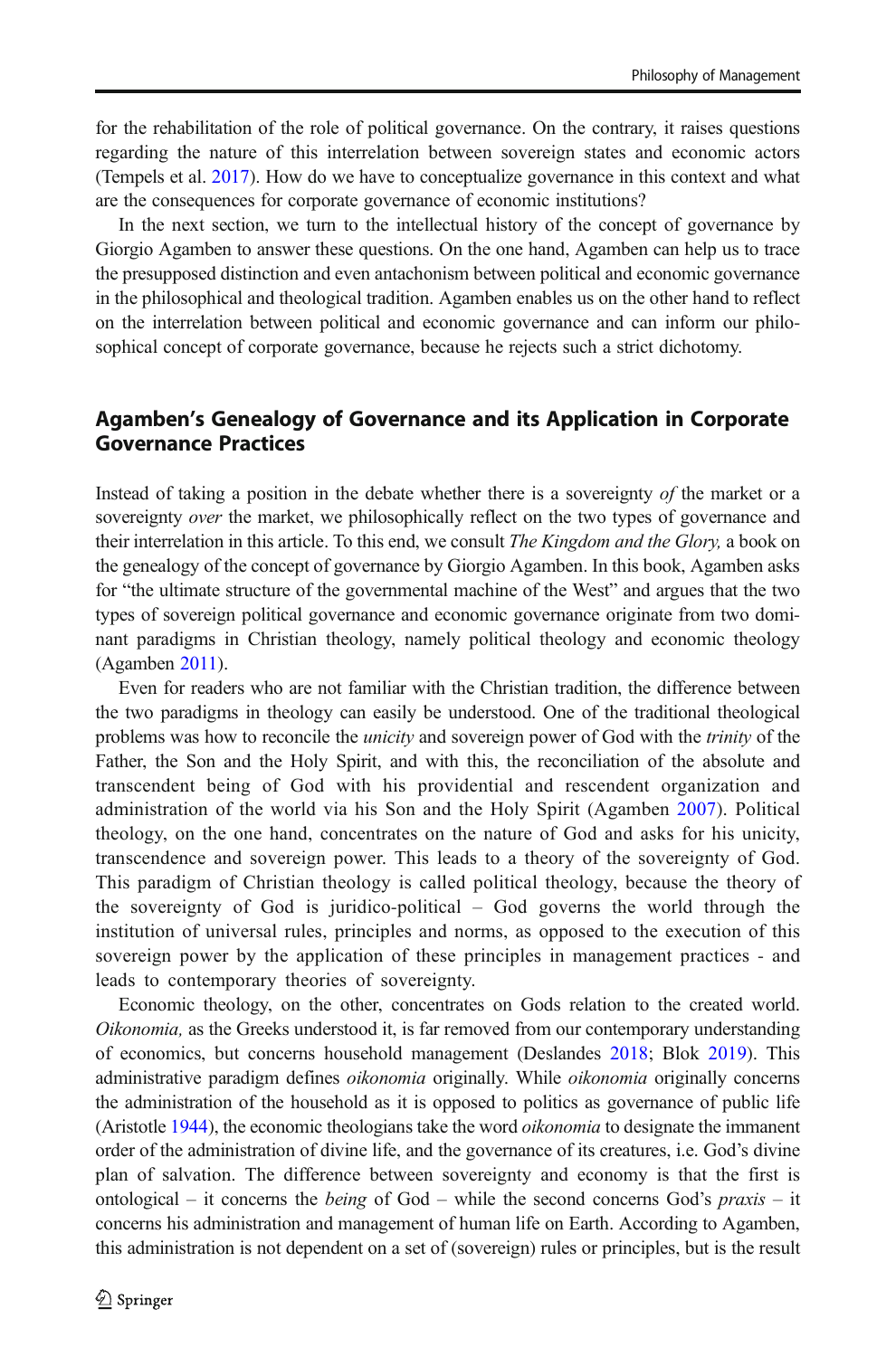for the rehabilitation of the role of political governance. On the contrary, it raises questions regarding the nature of this interrelation between sovereign states and economic actors (Tempels et al. 2017). How do we have to conceptualize governance in this context and what are the consequences for corporate governance of economic institutions?

In the next section, we turn to the intellectual history of the concept of governance by Giorgio Agamben to answer these questions. On the one hand, Agamben can help us to trace the presupposed distinction and even antachonism between political and economic governance in the philosophical and theological tradition. Agamben enables us on the other hand to reflect on the interrelation between political and economic governance and can inform our philosophical concept of corporate governance, because he rejects such a strict dichotomy.

## Agamben's Genealogy of Governance and its Application in Corporate Governance Practices

Instead of taking a position in the debate whether there is a sovereignty *of* the market or a sovereignty *over* the market, we philosophically reflect on the two types of governance and their interrelation in this article. To this end, we consult *The Kingdom and the Glory,* a book on the genealogy of the concept of governance by Giorgio Agamben. In this book, Agamben asks for "the ultimate structure of the governmental machine of the West" and argues that the two types of sovereign political governance and economic governance originate from two dominant paradigms in Christian theology, namely political theology and economic theology (Agamben 2011).

Even for readers who are not familiar with the Christian tradition, the difference between the two paradigms in theology can easily be understood. One of the traditional theological problems was how to reconcile the *unicity* and sovereign power of God with the *trinity* of the Father, the Son and the Holy Spirit, and with this, the reconciliation of the absolute and transcendent being of God with his providential and rescendent organization and administration of the world via his Son and the Holy Spirit (Agamben 2007). Political theology, on the one hand, concentrates on the nature of God and asks for his unicity, transcendence and sovereign power. This leads to a theory of the sovereignty of God. This paradigm of Christian theology is called political theology, because the theory of the sovereignty of God is juridico-political – God governs the world through the institution of universal rules, principles and norms, as opposed to the execution of this sovereign power by the application of these principles in management practices - and leads to contemporary theories of sovereignty.

Economic theology, on the other, concentrates on Gods relation to the created world. *Oikonomia,* as the Greeks understood it, is far removed from our contemporary understanding of economics, but concerns household management (Deslandes 2018; Blok 2019). This administrative paradigm defines *oikonomia* originally. While *oikonomia* originally concerns the administration of the household as it is opposed to politics as governance of public life (Aristotle 1944), the economic theologians take the word *oikonomia* to designate the immanent order of the administration of divine life, and the governance of its creatures, i.e. God's divine plan of salvation. The difference between sovereignty and economy is that the first is ontological – it concerns the *being* of God – while the second concerns God's *praxis* – it concerns his administration and management of human life on Earth. According to Agamben, this administration is not dependent on a set of (sovereign) rules or principles, but is the result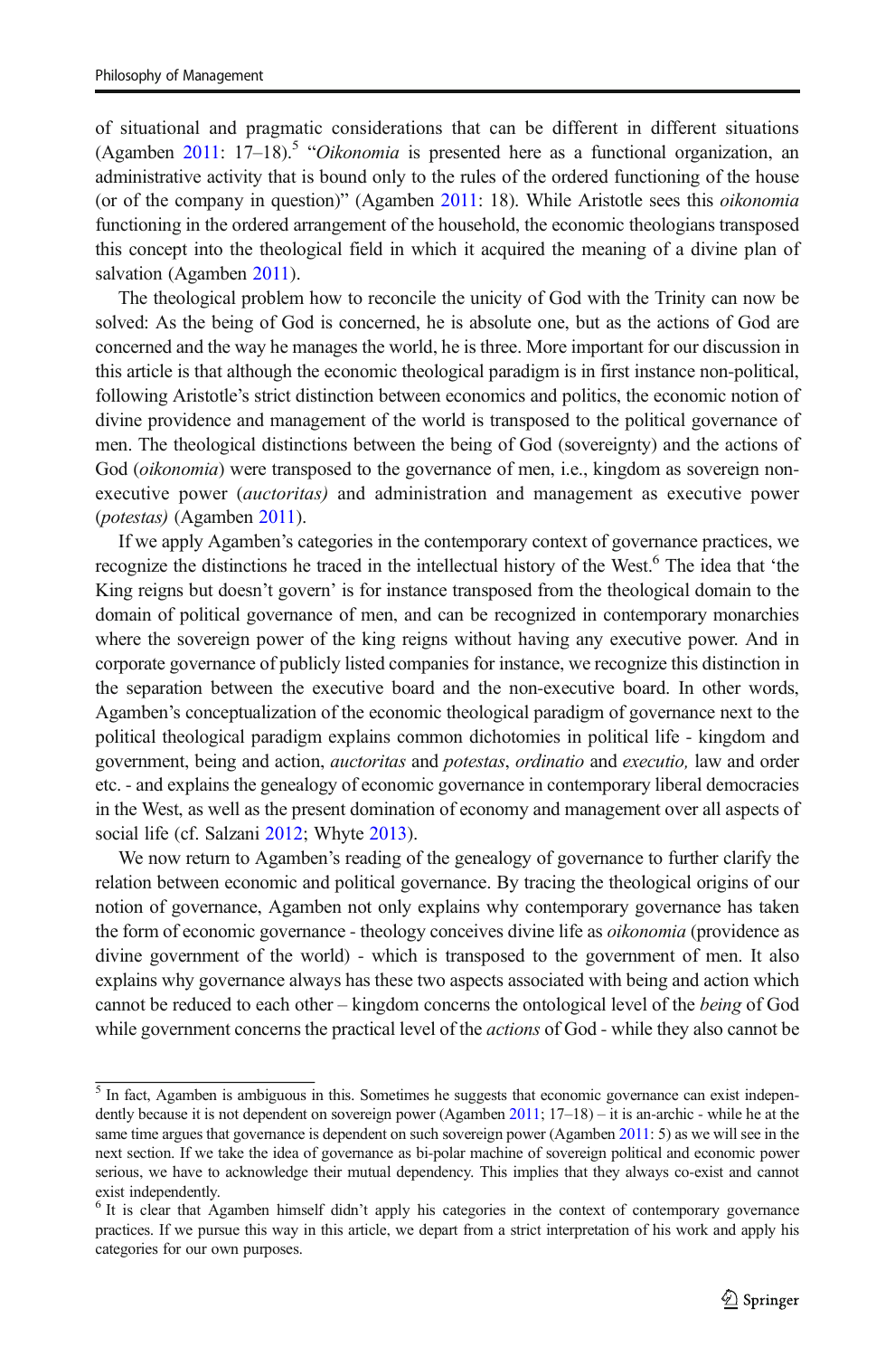of situational and pragmatic considerations that can be different in different situations (Agamben 2011: 17–18).[5] "*Oikonomia* is presented here as a functional organization, an administrative activity that is bound only to the rules of the ordered functioning of the house (or of the company in question)" (Agamben 2011: 18). While Aristotle sees this *oikonomia* functioning in the ordered arrangement of the household, the economic theologians transposed this concept into the theological field in which it acquired the meaning of a divine plan of salvation (Agamben 2011).

The theological problem how to reconcile the unicity of God with the Trinity can now be solved: As the being of God is concerned, he is absolute one, but as the actions of God are concerned and the way he manages the world, he is three. More important for our discussion in this article is that although the economic theological paradigm is in first instance non-political, following Aristotle's strict distinction between economics and politics, the economic notion of divine providence and management of the world is transposed to the political governance of men. The theological distinctions between the being of God (sovereignty) and the actions of God (*oikonomia*) were transposed to the governance of men, i.e., kingdom as sovereign non-executive power (*auctoritas)* and administration and management as executive power (*potestas)* (Agamben 2011).

If we apply Agamben's categories in the contemporary context of governance practices, we recognize the distinctions he traced in the intellectual history of the West.[6] The idea that 'the King reigns but doesn't govern' is for instance transposed from the theological domain to the domain of political governance of men, and can be recognized in contemporary monarchies where the sovereign power of the king reigns without having any executive power. And in corporate governance of publicly listed companies for instance, we recognize this distinction in the separation between the executive board and the non-executive board. In other words, Agamben's conceptualization of the economic theological paradigm of governance next to the political theological paradigm explains common dichotomies in political life - kingdom and government, being and action, *auctoritas* and *potestas*, *ordinatio* and *executio,* law and order etc. - and explains the genealogy of economic governance in contemporary liberal democracies in the West, as well as the present domination of economy and management over all aspects of social life (cf. Salzani 2012; Whyte 2013).

We now return to Agamben's reading of the genealogy of governance to further clarify the relation between economic and political governance. By tracing the theological origins of our notion of governance, Agamben not only explains why contemporary governance has taken the form of economic governance - theology conceives divine life as *oikonomia* (providence as divine government of the world) - which is transposed to the government of men. It also explains why governance always has these two aspects associated with being and action which cannot be reduced to each other – kingdom concerns the ontological level of the *being* of God while government concerns the practical level of the *actions* of God - while they also cannot be

[5] In fact, Agamben is ambiguous in this. Sometimes he suggests that economic governance can exist independently because it is not dependent on sovereign power (Agamben 2011; 17–18) – it is an-archic - while he at the same time argues that governance is dependent on such sovereign power (Agamben 2011: 5) as we will see in the next section. If we take the idea of governance as bi-polar machine of sovereign political and economic power serious, we have to acknowledge their mutual dependency. This implies that they always co-exist and cannot exist independently.

[6] It is clear that Agamben himself didn't apply his categories in the context of contemporary governance practices. If we pursue this way in this article, we depart from a strict interpretation of his work and apply his categories for our own purposes.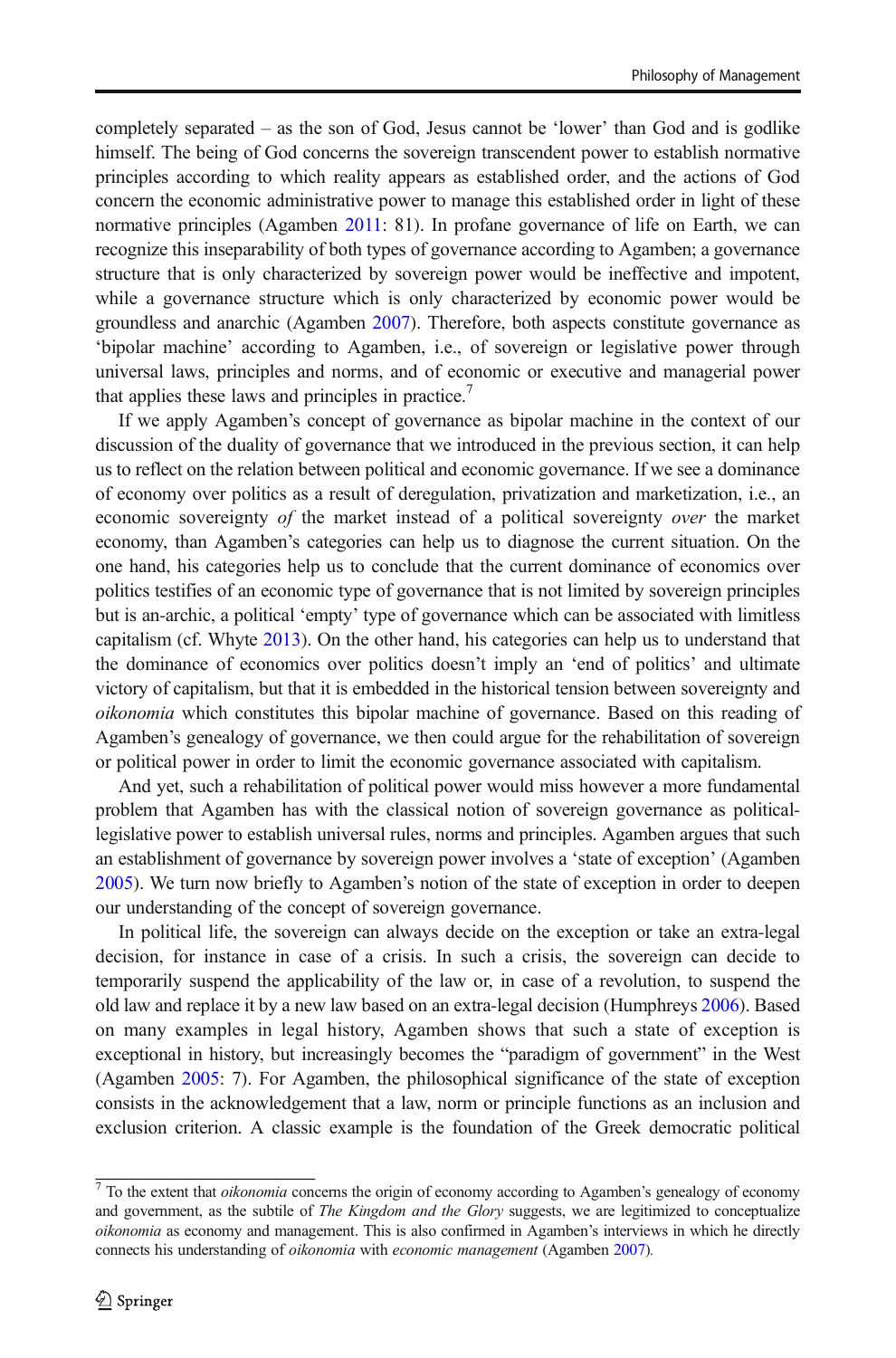completely separated – as the son of God, Jesus cannot be 'lower' than God and is godlike himself. The being of God concerns the sovereign transcendent power to establish normative principles according to which reality appears as established order, and the actions of God concern the economic administrative power to manage this established order in light of these normative principles (Agamben 2011: 81). In profane governance of life on Earth, we can recognize this inseparability of both types of governance according to Agamben; a governance structure that is only characterized by sovereign power would be ineffective and impotent, while a governance structure which is only characterized by economic power would be groundless and anarchic (Agamben 2007). Therefore, both aspects constitute governance as 'bipolar machine' according to Agamben, i.e., of sovereign or legislative power through universal laws, principles and norms, and of economic or executive and managerial power that applies these laws and principles in practice.[7]

If we apply Agamben's concept of governance as bipolar machine in the context of our discussion of the duality of governance that we introduced in the previous section, it can help us to reflect on the relation between political and economic governance. If we see a dominance of economy over politics as a result of deregulation, privatization and marketization, i.e., an economic sovereignty *of* the market instead of a political sovereignty *over* the market economy, than Agamben's categories can help us to diagnose the current situation. On the one hand, his categories help us to conclude that the current dominance of economics over politics testifies of an economic type of governance that is not limited by sovereign principles but is an-archic, a political 'empty' type of governance which can be associated with limitless capitalism (cf. Whyte 2013). On the other hand, his categories can help us to understand that the dominance of economics over politics doesn't imply an 'end of politics' and ultimate victory of capitalism, but that it is embedded in the historical tension between sovereignty and *oikonomia* which constitutes this bipolar machine of governance. Based on this reading of Agamben's genealogy of governance, we then could argue for the rehabilitation of sovereign or political power in order to limit the economic governance associated with capitalism.

And yet, such a rehabilitation of political power would miss however a more fundamental problem that Agamben has with the classical notion of sovereign governance as political-legislative power to establish universal rules, norms and principles. Agamben argues that such an establishment of governance by sovereign power involves a 'state of exception' (Agamben 2005). We turn now briefly to Agamben's notion of the state of exception in order to deepen our understanding of the concept of sovereign governance.

In political life, the sovereign can always decide on the exception or take an extra-legal decision, for instance in case of a crisis. In such a crisis, the sovereign can decide to temporarily suspend the applicability of the law or, in case of a revolution, to suspend the old law and replace it by a new law based on an extra-legal decision (Humphreys 2006). Based on many examples in legal history, Agamben shows that such a state of exception is exceptional in history, but increasingly becomes the "paradigm of government" in the West (Agamben 2005: 7). For Agamben, the philosophical significance of the state of exception consists in the acknowledgement that a law, norm or principle functions as an inclusion and exclusion criterion. A classic example is the foundation of the Greek democratic political

[7] To the extent that *oikonomia* concerns the origin of economy according to Agamben's genealogy of economy and government, as the subtile of *The Kingdom and the Glory* suggests, we are legitimized to conceptualize *oikonomia* as economy and management. This is also confirmed in Agamben's interviews in which he directly connects his understanding of *oikonomia* with *economic management* (Agamben 2007).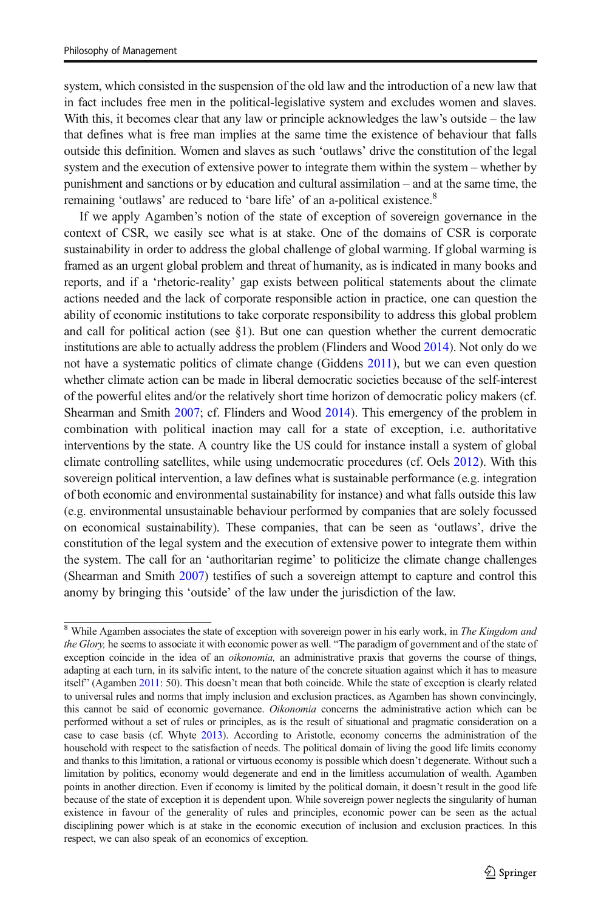system, which consisted in the suspension of the old law and the introduction of a new law that in fact includes free men in the political-legislative system and excludes women and slaves. With this, it becomes clear that any law or principle acknowledges the law's outside – the law that defines what is free man implies at the same time the existence of behaviour that falls outside this definition. Women and slaves as such 'outlaws' drive the constitution of the legal system and the execution of extensive power to integrate them within the system – whether by punishment and sanctions or by education and cultural assimilation – and at the same time, the remaining 'outlaws' are reduced to 'bare life' of an a-political existence.[8]

If we apply Agamben's notion of the state of exception of sovereign governance in the context of CSR, we easily see what is at stake. One of the domains of CSR is corporate sustainability in order to address the global challenge of global warming. If global warming is framed as an urgent global problem and threat of humanity, as is indicated in many books and reports, and if a 'rhetoric-reality' gap exists between political statements about the climate actions needed and the lack of corporate responsible action in practice, one can question the ability of economic institutions to take corporate responsibility to address this global problem and call for political action (see §1). But one can question whether the current democratic institutions are able to actually address the problem (Flinders and Wood 2014). Not only do we not have a systematic politics of climate change (Giddens 2011), but we can even question whether climate action can be made in liberal democratic societies because of the self-interest of the powerful elites and/or the relatively short time horizon of democratic policy makers (cf. Shearman and Smith 2007; cf. Flinders and Wood 2014). This emergency of the problem in combination with political inaction may call for a state of exception, i.e. authoritative interventions by the state. A country like the US could for instance install a system of global climate controlling satellites, while using undemocratic procedures (cf. Oels 2012). With this sovereign political intervention, a law defines what is sustainable performance (e.g. integration of both economic and environmental sustainability for instance) and what falls outside this law (e.g. environmental unsustainable behaviour performed by companies that are solely focussed on economical sustainability). These companies, that can be seen as 'outlaws', drive the constitution of the legal system and the execution of extensive power to integrate them within the system. The call for an 'authoritarian regime' to politicize the climate change challenges (Shearman and Smith 2007) testifies of such a sovereign attempt to capture and control this anomy by bringing this 'outside' of the law under the jurisdiction of the law.

---

[8] While Agamben associates the state of exception with sovereign power in his early work, in *The Kingdom and the Glory,* he seems to associate it with economic power as well. "The paradigm of government and of the state of exception coincide in the idea of an *oikonomia,* an administrative praxis that governs the course of things, adapting at each turn, in its salvific intent, to the nature of the concrete situation against which it has to measure itself" (Agamben 2011: 50). This doesn't mean that both coincide. While the state of exception is clearly related to universal rules and norms that imply inclusion and exclusion practices, as Agamben has shown convincingly, this cannot be said of economic governance. *Oikonomia* concerns the administrative action which can be performed without a set of rules or principles, as is the result of situational and pragmatic consideration on a case to case basis (cf. Whyte 2013). According to Aristotle, economy concerns the administration of the household with respect to the satisfaction of needs. The political domain of living the good life limits economy and thanks to this limitation, a rational or virtuous economy is possible which doesn't degenerate. Without such a limitation by politics, economy would degenerate and end in the limitless accumulation of wealth. Agamben points in another direction. Even if economy is limited by the political domain, it doesn't result in the good life because of the state of exception it is dependent upon. While sovereign power neglects the singularity of human existence in favour of the generality of rules and principles, economic power can be seen as the actual disciplining power which is at stake in the economic execution of inclusion and exclusion practices. In this respect, we can also speak of an economics of exception.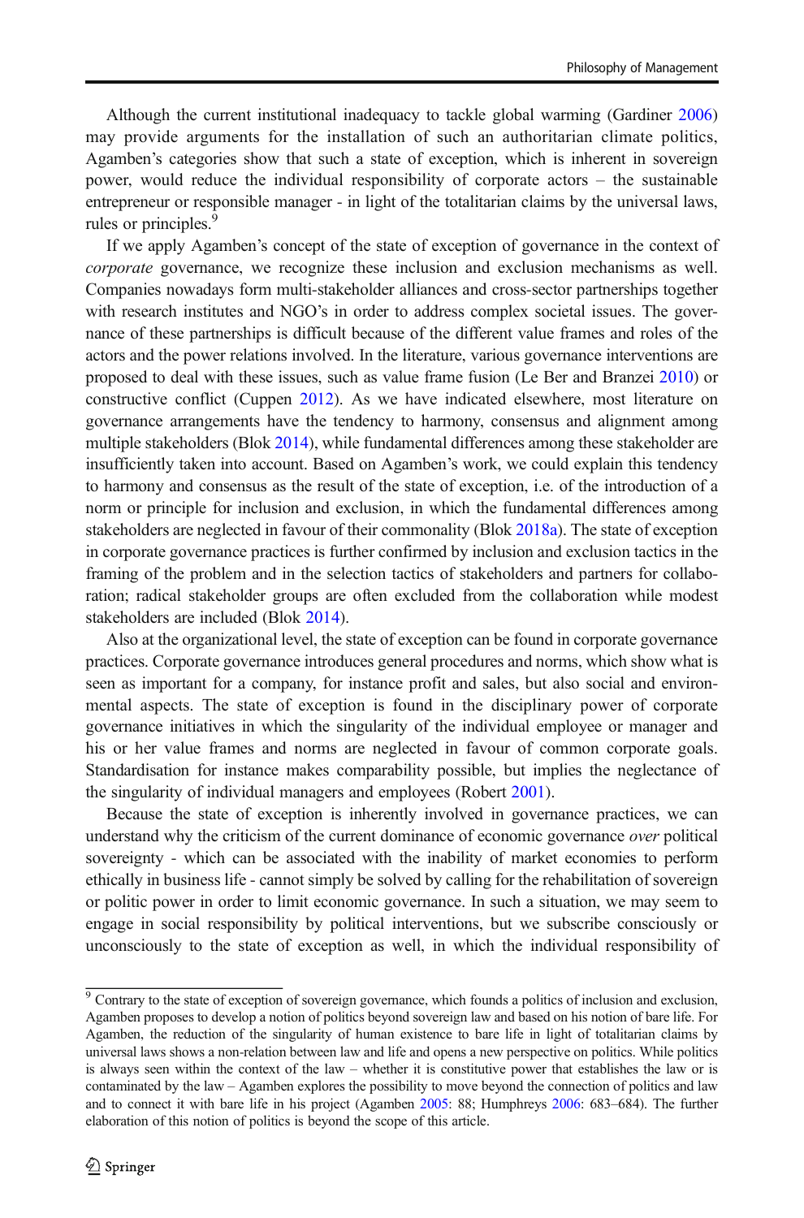Although the current institutional inadequacy to tackle global warming (Gardiner 2006) may provide arguments for the installation of such an authoritarian climate politics, Agamben's categories show that such a state of exception, which is inherent in sovereign power, would reduce the individual responsibility of corporate actors – the sustainable entrepreneur or responsible manager - in light of the totalitarian claims by the universal laws, rules or principles.[9]

If we apply Agamben's concept of the state of exception of governance in the context of *corporate* governance, we recognize these inclusion and exclusion mechanisms as well. Companies nowadays form multi-stakeholder alliances and cross-sector partnerships together with research institutes and NGO's in order to address complex societal issues. The governance of these partnerships is difficult because of the different value frames and roles of the actors and the power relations involved. In the literature, various governance interventions are proposed to deal with these issues, such as value frame fusion (Le Ber and Branzei 2010) or constructive conflict (Cuppen 2012). As we have indicated elsewhere, most literature on governance arrangements have the tendency to harmony, consensus and alignment among multiple stakeholders (Blok 2014), while fundamental differences among these stakeholder are insufficiently taken into account. Based on Agamben's work, we could explain this tendency to harmony and consensus as the result of the state of exception, i.e. of the introduction of a norm or principle for inclusion and exclusion, in which the fundamental differences among stakeholders are neglected in favour of their commonality (Blok 2018a). The state of exception in corporate governance practices is further confirmed by inclusion and exclusion tactics in the framing of the problem and in the selection tactics of stakeholders and partners for collaboration; radical stakeholder groups are often excluded from the collaboration while modest stakeholders are included (Blok 2014).

Also at the organizational level, the state of exception can be found in corporate governance practices. Corporate governance introduces general procedures and norms, which show what is seen as important for a company, for instance profit and sales, but also social and environmental aspects. The state of exception is found in the disciplinary power of corporate governance initiatives in which the singularity of the individual employee or manager and his or her value frames and norms are neglected in favour of common corporate goals. Standardisation for instance makes comparability possible, but implies the neglectance of the singularity of individual managers and employees (Robert 2001).

Because the state of exception is inherently involved in governance practices, we can understand why the criticism of the current dominance of economic governance *over* political sovereignty - which can be associated with the inability of market economies to perform ethically in business life - cannot simply be solved by calling for the rehabilitation of sovereign or politic power in order to limit economic governance. In such a situation, we may seem to engage in social responsibility by political interventions, but we subscribe consciously or unconsciously to the state of exception as well, in which the individual responsibility of

---

[9] Contrary to the state of exception of sovereign governance, which founds a politics of inclusion and exclusion, Agamben proposes to develop a notion of politics beyond sovereign law and based on his notion of bare life. For Agamben, the reduction of the singularity of human existence to bare life in light of totalitarian claims by universal laws shows a non-relation between law and life and opens a new perspective on politics. While politics is always seen within the context of the law – whether it is constitutive power that establishes the law or is contaminated by the law – Agamben explores the possibility to move beyond the connection of politics and law and to connect it with bare life in his project (Agamben 2005: 88; Humphreys 2006: 683–684). The further elaboration of this notion of politics is beyond the scope of this article.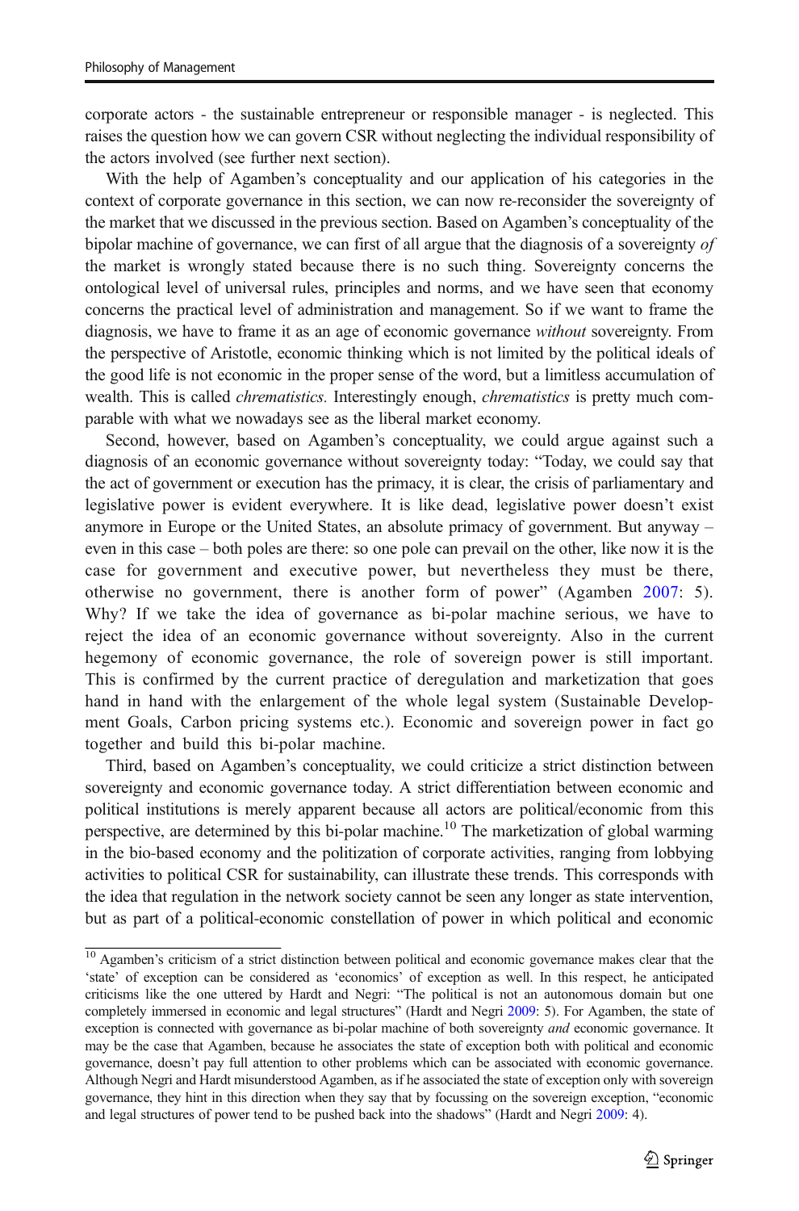corporate actors - the sustainable entrepreneur or responsible manager - is neglected. This raises the question how we can govern CSR without neglecting the individual responsibility of the actors involved (see further next section).

With the help of Agamben's conceptuality and our application of his categories in the context of corporate governance in this section, we can now re-reconsider the sovereignty of the market that we discussed in the previous section. Based on Agamben's conceptuality of the bipolar machine of governance, we can first of all argue that the diagnosis of a sovereignty *of* the market is wrongly stated because there is no such thing. Sovereignty concerns the ontological level of universal rules, principles and norms, and we have seen that economy concerns the practical level of administration and management. So if we want to frame the diagnosis, we have to frame it as an age of economic governance *without* sovereignty. From the perspective of Aristotle, economic thinking which is not limited by the political ideals of the good life is not economic in the proper sense of the word, but a limitless accumulation of wealth. This is called *chrematistics.* Interestingly enough, *chrematistics* is pretty much comparable with what we nowadays see as the liberal market economy.

Second, however, based on Agamben's conceptuality, we could argue against such a diagnosis of an economic governance without sovereignty today: "Today, we could say that the act of government or execution has the primacy, it is clear, the crisis of parliamentary and legislative power is evident everywhere. It is like dead, legislative power doesn't exist anymore in Europe or the United States, an absolute primacy of government. But anyway – even in this case – both poles are there: so one pole can prevail on the other, like now it is the case for government and executive power, but nevertheless they must be there, otherwise no government, there is another form of power" (Agamben 2007: 5). Why? If we take the idea of governance as bi-polar machine serious, we have to reject the idea of an economic governance without sovereignty. Also in the current hegemony of economic governance, the role of sovereign power is still important. This is confirmed by the current practice of deregulation and marketization that goes hand in hand with the enlargement of the whole legal system (Sustainable Development Goals, Carbon pricing systems etc.). Economic and sovereign power in fact go together and build this bi-polar machine.

Third, based on Agamben's conceptuality, we could criticize a strict distinction between sovereignty and economic governance today. A strict differentiation between economic and political institutions is merely apparent because all actors are political/economic from this perspective, are determined by this bi-polar machine.[10] The marketization of global warming in the bio-based economy and the politization of corporate activities, ranging from lobbying activities to political CSR for sustainability, can illustrate these trends. This corresponds with the idea that regulation in the network society cannot be seen any longer as state intervention, but as part of a political-economic constellation of power in which political and economic

[10] Agamben's criticism of a strict distinction between political and economic governance makes clear that the 'state' of exception can be considered as 'economics' of exception as well. In this respect, he anticipated criticisms like the one uttered by Hardt and Negri: "The political is not an autonomous domain but one completely immersed in economic and legal structures" (Hardt and Negri 2009: 5). For Agamben, the state of exception is connected with governance as bi-polar machine of both sovereignty *and* economic governance. It may be the case that Agamben, because he associates the state of exception both with political and economic governance, doesn't pay full attention to other problems which can be associated with economic governance. Although Negri and Hardt misunderstood Agamben, as if he associated the state of exception only with sovereign governance, they hint in this direction when they say that by focussing on the sovereign exception, "economic and legal structures of power tend to be pushed back into the shadows" (Hardt and Negri 2009: 4).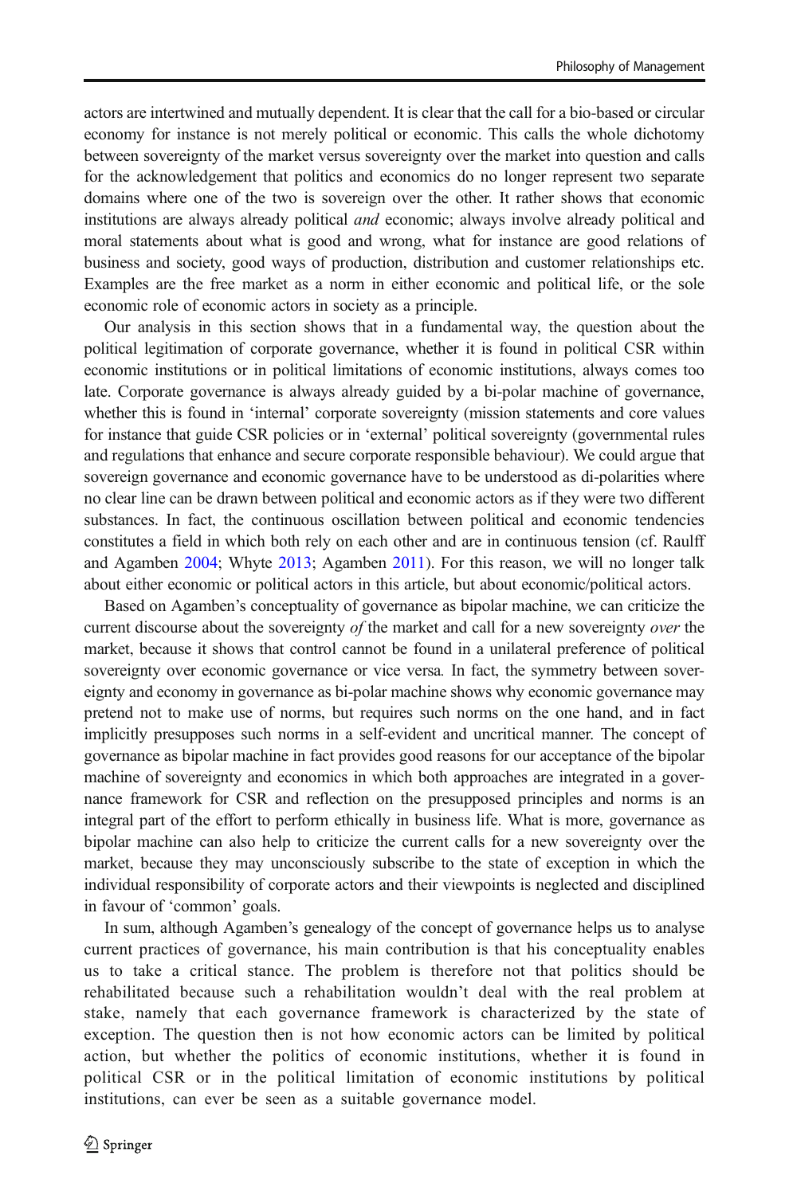actors are intertwined and mutually dependent. It is clear that the call for a bio-based or circular economy for instance is not merely political or economic. This calls the whole dichotomy between sovereignty of the market versus sovereignty over the market into question and calls for the acknowledgement that politics and economics do no longer represent two separate domains where one of the two is sovereign over the other. It rather shows that economic institutions are always already political *and* economic; always involve already political and moral statements about what is good and wrong, what for instance are good relations of business and society, good ways of production, distribution and customer relationships etc. Examples are the free market as a norm in either economic and political life, or the sole economic role of economic actors in society as a principle.

Our analysis in this section shows that in a fundamental way, the question about the political legitimation of corporate governance, whether it is found in political CSR within economic institutions or in political limitations of economic institutions, always comes too late. Corporate governance is always already guided by a bi-polar machine of governance, whether this is found in 'internal' corporate sovereignty (mission statements and core values for instance that guide CSR policies or in 'external' political sovereignty (governmental rules and regulations that enhance and secure corporate responsible behaviour). We could argue that sovereign governance and economic governance have to be understood as di-polarities where no clear line can be drawn between political and economic actors as if they were two different substances. In fact, the continuous oscillation between political and economic tendencies constitutes a field in which both rely on each other and are in continuous tension (cf. Raulff and Agamben 2004; Whyte 2013; Agamben 2011). For this reason, we will no longer talk about either economic or political actors in this article, but about economic/political actors.

Based on Agamben's conceptuality of governance as bipolar machine, we can criticize the current discourse about the sovereignty *of* the market and call for a new sovereignty *over* the market, because it shows that control cannot be found in a unilateral preference of political sovereignty over economic governance or vice versa*.* In fact, the symmetry between sovereignty and economy in governance as bi-polar machine shows why economic governance may pretend not to make use of norms, but requires such norms on the one hand, and in fact implicitly presupposes such norms in a self-evident and uncritical manner. The concept of governance as bipolar machine in fact provides good reasons for our acceptance of the bipolar machine of sovereignty and economics in which both approaches are integrated in a governance framework for CSR and reflection on the presupposed principles and norms is an integral part of the effort to perform ethically in business life. What is more, governance as bipolar machine can also help to criticize the current calls for a new sovereignty over the market, because they may unconsciously subscribe to the state of exception in which the individual responsibility of corporate actors and their viewpoints is neglected and disciplined in favour of 'common' goals.

In sum, although Agamben's genealogy of the concept of governance helps us to analyse current practices of governance, his main contribution is that his conceptuality enables us to take a critical stance. The problem is therefore not that politics should be rehabilitated because such a rehabilitation wouldn't deal with the real problem at stake, namely that each governance framework is characterized by the state of exception. The question then is not how economic actors can be limited by political action, but whether the politics of economic institutions, whether it is found in political CSR or in the political limitation of economic institutions by political institutions, can ever be seen as a suitable governance model.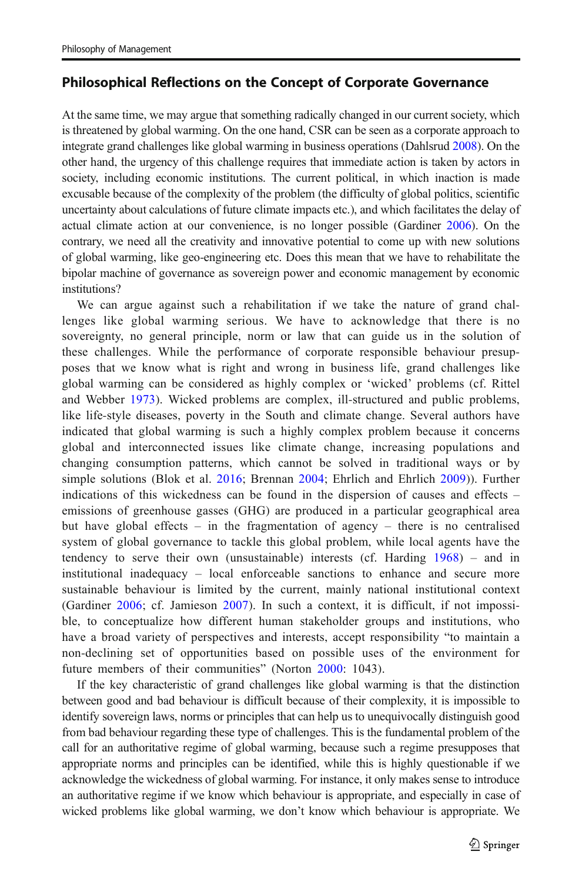At the same time, we may argue that something radically changed in our current society, which is threatened by global warming. On the one hand, CSR can be seen as a corporate approach to integrate grand challenges like global warming in business operations (Dahlsrud 2008). On the other hand, the urgency of this challenge requires that immediate action is taken by actors in society, including economic institutions. The current political, in which inaction is made excusable because of the complexity of the problem (the difficulty of global politics, scientific uncertainty about calculations of future climate impacts etc.), and which facilitates the delay of actual climate action at our convenience, is no longer possible (Gardiner 2006). On the contrary, we need all the creativity and innovative potential to come up with new solutions of global warming, like geo-engineering etc. Does this mean that we have to rehabilitate the bipolar machine of governance as sovereign power and economic management by economic institutions?

We can argue against such a rehabilitation if we take the nature of grand challenges like global warming serious. We have to acknowledge that there is no sovereignty, no general principle, norm or law that can guide us in the solution of these challenges. While the performance of corporate responsible behaviour presupposes that we know what is right and wrong in business life, grand challenges like global warming can be considered as highly complex or 'wicked' problems (cf. Rittel and Webber 1973). Wicked problems are complex, ill-structured and public problems, like life-style diseases, poverty in the South and climate change. Several authors have indicated that global warming is such a highly complex problem because it concerns global and interconnected issues like climate change, increasing populations and changing consumption patterns, which cannot be solved in traditional ways or by simple solutions (Blok et al. 2016; Brennan 2004; Ehrlich and Ehrlich 2009)). Further indications of this wickedness can be found in the dispersion of causes and effects – emissions of greenhouse gasses (GHG) are produced in a particular geographical area but have global effects – in the fragmentation of agency – there is no centralised system of global governance to tackle this global problem, while local agents have the tendency to serve their own (unsustainable) interests (cf. Harding 1968) – and in institutional inadequacy – local enforceable sanctions to enhance and secure more sustainable behaviour is limited by the current, mainly national institutional context (Gardiner 2006; cf. Jamieson 2007). In such a context, it is difficult, if not impossible, to conceptualize how different human stakeholder groups and institutions, who have a broad variety of perspectives and interests, accept responsibility "to maintain a non-declining set of opportunities based on possible uses of the environment for future members of their communities" (Norton 2000: 1043).

If the key characteristic of grand challenges like global warming is that the distinction between good and bad behaviour is difficult because of their complexity, it is impossible to identify sovereign laws, norms or principles that can help us to unequivocally distinguish good from bad behaviour regarding these type of challenges. This is the fundamental problem of the call for an authoritative regime of global warming, because such a regime presupposes that appropriate norms and principles can be identified, while this is highly questionable if we acknowledge the wickedness of global warming. For instance, it only makes sense to introduce an authoritative regime if we know which behaviour is appropriate, and especially in case of wicked problems like global warming, we don't know which behaviour is appropriate. We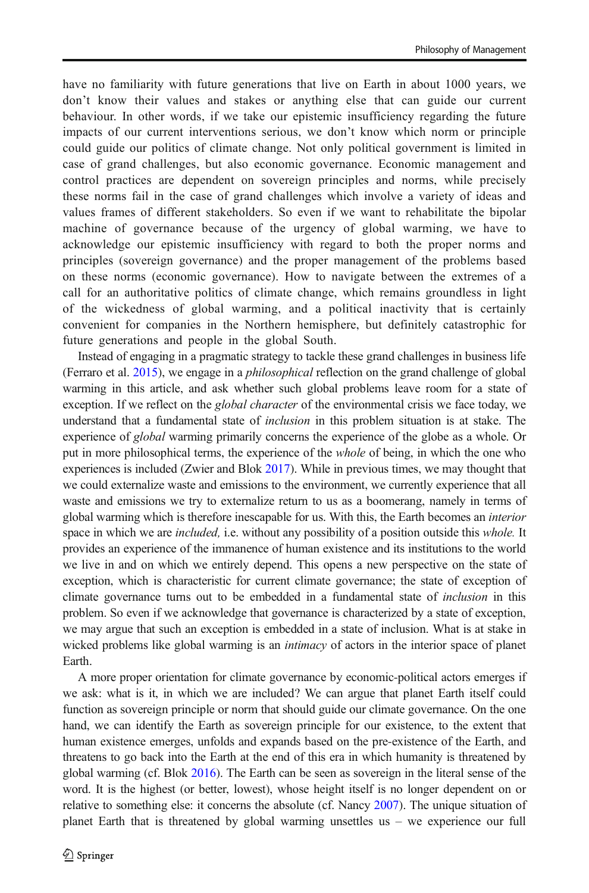have no familiarity with future generations that live on Earth in about 1000 years, we don't know their values and stakes or anything else that can guide our current behaviour. In other words, if we take our epistemic insufficiency regarding the future impacts of our current interventions serious, we don't know which norm or principle could guide our politics of climate change. Not only political government is limited in case of grand challenges, but also economic governance. Economic management and control practices are dependent on sovereign principles and norms, while precisely these norms fail in the case of grand challenges which involve a variety of ideas and values frames of different stakeholders. So even if we want to rehabilitate the bipolar machine of governance because of the urgency of global warming, we have to acknowledge our epistemic insufficiency with regard to both the proper norms and principles (sovereign governance) and the proper management of the problems based on these norms (economic governance). How to navigate between the extremes of a call for an authoritative politics of climate change, which remains groundless in light of the wickedness of global warming, and a political inactivity that is certainly convenient for companies in the Northern hemisphere, but definitely catastrophic for future generations and people in the global South.

Instead of engaging in a pragmatic strategy to tackle these grand challenges in business life (Ferraro et al. 2015), we engage in a *philosophical* reflection on the grand challenge of global warming in this article, and ask whether such global problems leave room for a state of exception. If we reflect on the *global character* of the environmental crisis we face today, we understand that a fundamental state of *inclusion* in this problem situation is at stake. The experience of *global* warming primarily concerns the experience of the globe as a whole. Or put in more philosophical terms, the experience of the *whole* of being, in which the one who experiences is included (Zwier and Blok 2017). While in previous times, we may thought that we could externalize waste and emissions to the environment, we currently experience that all waste and emissions we try to externalize return to us as a boomerang, namely in terms of global warming which is therefore inescapable for us. With this, the Earth becomes an *interior* space in which we are *included,* i.e. without any possibility of a position outside this *whole.* It provides an experience of the immanence of human existence and its institutions to the world we live in and on which we entirely depend. This opens a new perspective on the state of exception, which is characteristic for current climate governance; the state of exception of climate governance turns out to be embedded in a fundamental state of *inclusion* in this problem. So even if we acknowledge that governance is characterized by a state of exception, we may argue that such an exception is embedded in a state of inclusion. What is at stake in wicked problems like global warming is an *intimacy* of actors in the interior space of planet Earth.

A more proper orientation for climate governance by economic-political actors emerges if we ask: what is it, in which we are included? We can argue that planet Earth itself could function as sovereign principle or norm that should guide our climate governance. On the one hand, we can identify the Earth as sovereign principle for our existence, to the extent that human existence emerges, unfolds and expands based on the pre-existence of the Earth, and threatens to go back into the Earth at the end of this era in which humanity is threatened by global warming (cf. Blok 2016). The Earth can be seen as sovereign in the literal sense of the word. It is the highest (or better, lowest), whose height itself is no longer dependent on or relative to something else: it concerns the absolute (cf. Nancy 2007). The unique situation of planet Earth that is threatened by global warming unsettles us – we experience our full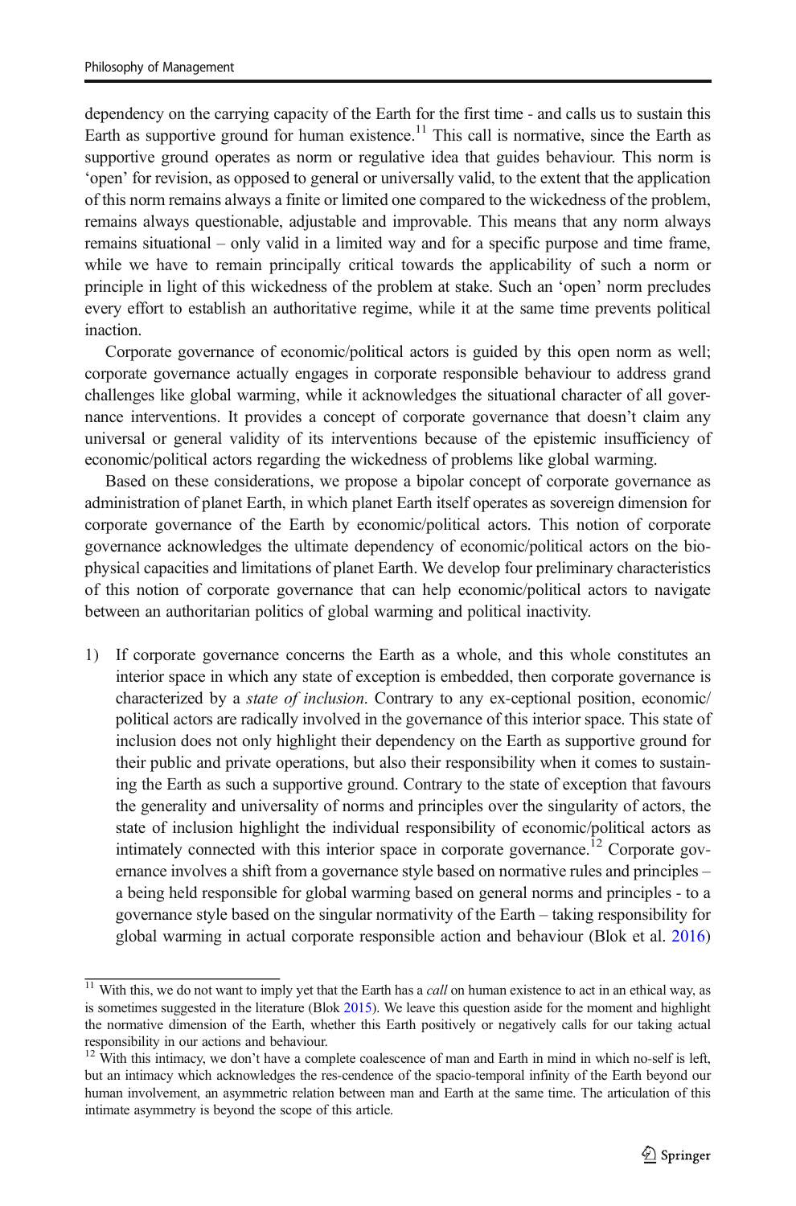dependency on the carrying capacity of the Earth for the first time - and calls us to sustain this Earth as supportive ground for human existence.[11] This call is normative, since the Earth as supportive ground operates as norm or regulative idea that guides behaviour. This norm is 'open' for revision, as opposed to general or universally valid, to the extent that the application of this norm remains always a finite or limited one compared to the wickedness of the problem, remains always questionable, adjustable and improvable. This means that any norm always remains situational – only valid in a limited way and for a specific purpose and time frame, while we have to remain principally critical towards the applicability of such a norm or principle in light of this wickedness of the problem at stake. Such an 'open' norm precludes every effort to establish an authoritative regime, while it at the same time prevents political inaction.

Corporate governance of economic/political actors is guided by this open norm as well; corporate governance actually engages in corporate responsible behaviour to address grand challenges like global warming, while it acknowledges the situational character of all governance interventions. It provides a concept of corporate governance that doesn't claim any universal or general validity of its interventions because of the epistemic insufficiency of economic/political actors regarding the wickedness of problems like global warming.

Based on these considerations, we propose a bipolar concept of corporate governance as administration of planet Earth, in which planet Earth itself operates as sovereign dimension for corporate governance of the Earth by economic/political actors. This notion of corporate governance acknowledges the ultimate dependency of economic/political actors on the bio-physical capacities and limitations of planet Earth. We develop four preliminary characteristics of this notion of corporate governance that can help economic/political actors to navigate between an authoritarian politics of global warming and political inactivity.

1) If corporate governance concerns the Earth as a whole, and this whole constitutes an interior space in which any state of exception is embedded, then corporate governance is characterized by a *state of inclusion*. Contrary to any ex-ceptional position, economic/political actors are radically involved in the governance of this interior space. This state of inclusion does not only highlight their dependency on the Earth as supportive ground for their public and private operations, but also their responsibility when it comes to sustaining the Earth as such a supportive ground. Contrary to the state of exception that favours the generality and universality of norms and principles over the singularity of actors, the state of inclusion highlight the individual responsibility of economic/political actors as intimately connected with this interior space in corporate governance.[12] Corporate governance involves a shift from a governance style based on normative rules and principles – a being held responsible for global warming based on general norms and principles - to a governance style based on the singular normativity of the Earth – taking responsibility for global warming in actual corporate responsible action and behaviour (Blok et al. 2016)

---

[11] With this, we do not want to imply yet that the Earth has a *call* on human existence to act in an ethical way, as is sometimes suggested in the literature (Blok 2015). We leave this question aside for the moment and highlight the normative dimension of the Earth, whether this Earth positively or negatively calls for our taking actual responsibility in our actions and behaviour.

[12] With this intimacy, we don't have a complete coalescence of man and Earth in mind in which no-self is left, but an intimacy which acknowledges the res-cendence of the spacio-temporal infinity of the Earth beyond our human involvement, an asymmetric relation between man and Earth at the same time. The articulation of this intimate asymmetry is beyond the scope of this article.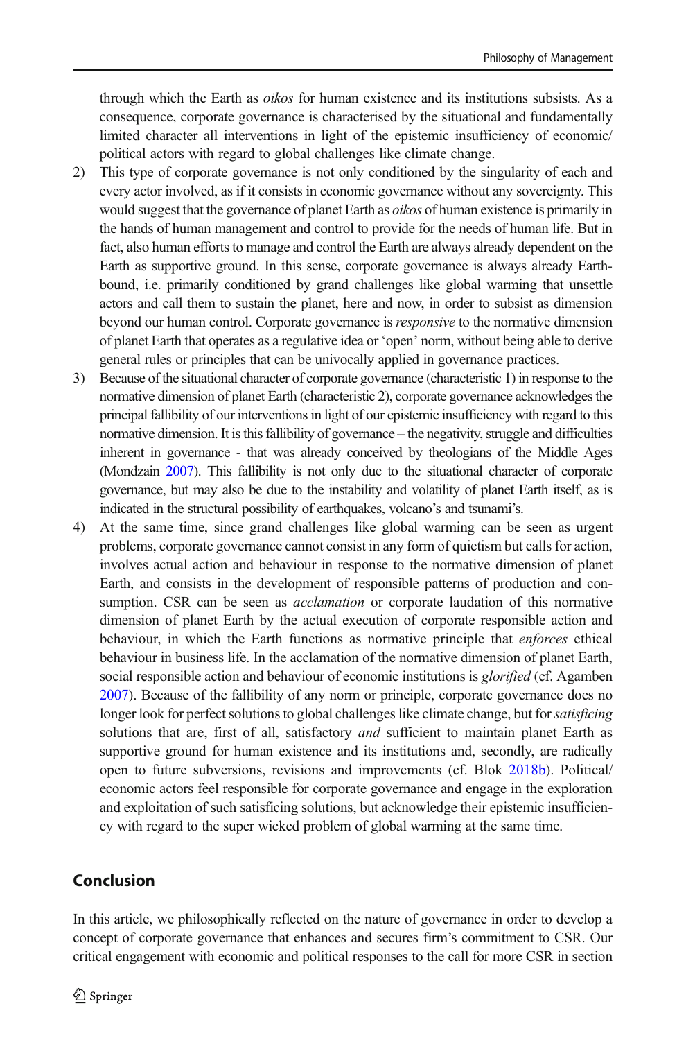through which the Earth as *oikos* for human existence and its institutions subsists. As a consequence, corporate governance is characterised by the situational and fundamentally limited character all interventions in light of the epistemic insufficiency of economic/ political actors with regard to global challenges like climate change.

2) This type of corporate governance is not only conditioned by the singularity of each and every actor involved, as if it consists in economic governance without any sovereignty. This would suggest that the governance of planet Earth as *oikos* of human existence is primarily in the hands of human management and control to provide for the needs of human life. But in fact, also human efforts to manage and control the Earth are always already dependent on the Earth as supportive ground. In this sense, corporate governance is always already Earth-bound, i.e. primarily conditioned by grand challenges like global warming that unsettle actors and call them to sustain the planet, here and now, in order to subsist as dimension beyond our human control. Corporate governance is *responsive* to the normative dimension of planet Earth that operates as a regulative idea or 'open' norm, without being able to derive general rules or principles that can be univocally applied in governance practices.
3) Because of the situational character of corporate governance (characteristic 1) in response to the normative dimension of planet Earth (characteristic 2), corporate governance acknowledges the principal fallibility of our interventions in light of our epistemic insufficiency with regard to this normative dimension. It is this fallibility of governance – the negativity, struggle and difficulties inherent in governance - that was already conceived by theologians of the Middle Ages (Mondzain 2007). This fallibility is not only due to the situational character of corporate governance, but may also be due to the instability and volatility of planet Earth itself, as is indicated in the structural possibility of earthquakes, volcano's and tsunami's.
4) At the same time, since grand challenges like global warming can be seen as urgent problems, corporate governance cannot consist in any form of quietism but calls for action, involves actual action and behaviour in response to the normative dimension of planet Earth, and consists in the development of responsible patterns of production and consumption. CSR can be seen as *acclamation* or corporate laudation of this normative dimension of planet Earth by the actual execution of corporate responsible action and behaviour, in which the Earth functions as normative principle that *enforces* ethical behaviour in business life. In the acclamation of the normative dimension of planet Earth, social responsible action and behaviour of economic institutions is *glorified* (cf. Agamben 2007). Because of the fallibility of any norm or principle, corporate governance does no longer look for perfect solutions to global challenges like climate change, but for *satisficing* solutions that are, first of all, satisfactory *and* sufficient to maintain planet Earth as supportive ground for human existence and its institutions and, secondly, are radically open to future subversions, revisions and improvements (cf. Blok 2018b). Political/ economic actors feel responsible for corporate governance and engage in the exploration and exploitation of such satisficing solutions, but acknowledge their epistemic insufficiency with regard to the super wicked problem of global warming at the same time.

## Conclusion

In this article, we philosophically reflected on the nature of governance in order to develop a concept of corporate governance that enhances and secures firm's commitment to CSR. Our critical engagement with economic and political responses to the call for more CSR in section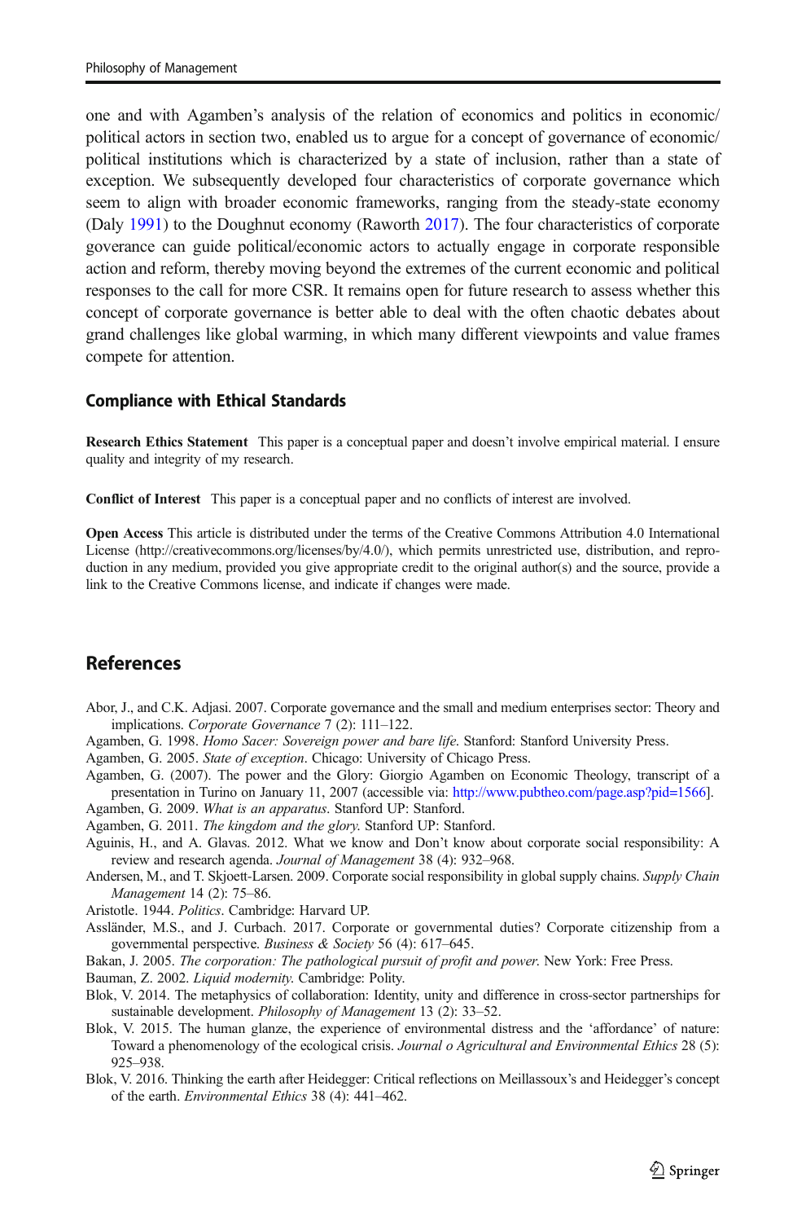one and with Agamben's analysis of the relation of economics and politics in economic/ political actors in section two, enabled us to argue for a concept of governance of economic/ political institutions which is characterized by a state of inclusion, rather than a state of exception. We subsequently developed four characteristics of corporate governance which seem to align with broader economic frameworks, ranging from the steady-state economy (Daly 1991) to the Doughnut economy (Raworth 2017). The four characteristics of corporate goverance can guide political/economic actors to actually engage in corporate responsible action and reform, thereby moving beyond the extremes of the current economic and political responses to the call for more CSR. It remains open for future research to assess whether this concept of corporate governance is better able to deal with the often chaotic debates about grand challenges like global warming, in which many different viewpoints and value frames compete for attention.

### Compliance with Ethical Standards

**Research Ethics Statement** This paper is a conceptual paper and doesn't involve empirical material. I ensure quality and integrity of my research.

**Conflict of Interest** This paper is a conceptual paper and no conflicts of interest are involved.

**Open Access** This article is distributed under the terms of the Creative Commons Attribution 4.0 International License (http://creativecommons.org/licenses/by/4.0/), which permits unrestricted use, distribution, and reproduction in any medium, provided you give appropriate credit to the original author(s) and the source, provide a link to the Creative Commons license, and indicate if changes were made.

## References

Abor, J., and C.K. Adjasi. 2007. Corporate governance and the small and medium enterprises sector: Theory and implications. *Corporate Governance* 7 (2): 111–122.

Agamben, G. 1998. *Homo Sacer: Sovereign power and bare life*. Stanford: Stanford University Press.

Agamben, G. 2005. *State of exception*. Chicago: University of Chicago Press.

Agamben, G. (2007). The power and the Glory: Giorgio Agamben on Economic Theology, transcript of a presentation in Turino on January 11, 2007 (accessible via: http://www.pubtheo.com/page.asp?pid=1566].

Agamben, G. 2009. *What is an apparatus*. Stanford UP: Stanford.

Agamben, G. 2011. *The kingdom and the glory*. Stanford UP: Stanford.

Aguinis, H., and A. Glavas. 2012. What we know and Don't know about corporate social responsibility: A review and research agenda. *Journal of Management* 38 (4): 932–968.

Andersen, M., and T. Skjoett-Larsen. 2009. Corporate social responsibility in global supply chains. *Supply Chain Management* 14 (2): 75–86.

Aristotle. 1944. *Politics*. Cambridge: Harvard UP.

Assländer, M.S., and J. Curbach. 2017. Corporate or governmental duties? Corporate citizenship from a governmental perspective. *Business & Society* 56 (4): 617–645.

Bakan, J. 2005. *The corporation: The pathological pursuit of profit and power*. New York: Free Press.

Bauman, Z. 2002. *Liquid modernity*. Cambridge: Polity.

Blok, V. 2014. The metaphysics of collaboration: Identity, unity and difference in cross-sector partnerships for sustainable development. *Philosophy of Management* 13 (2): 33–52.

Blok, V. 2015. The human glanze, the experience of environmental distress and the 'affordance' of nature: Toward a phenomenology of the ecological crisis. *Journal o Agricultural and Environmental Ethics* 28 (5): 925–938.

Blok, V. 2016. Thinking the earth after Heidegger: Critical reflections on Meillassoux's and Heidegger's concept of the earth. *Environmental Ethics* 38 (4): 441–462.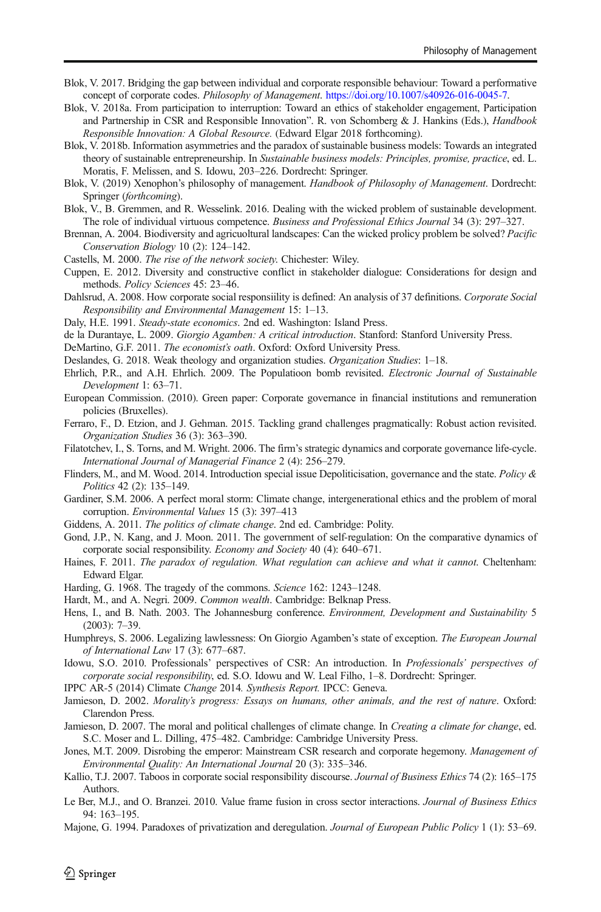Blok, V. 2017. Bridging the gap between individual and corporate responsible behaviour: Toward a performative concept of corporate codes. *Philosophy of Management*. https://doi.org/10.1007/s40926-016-0045-7.

Blok, V. 2018a. From participation to interruption: Toward an ethics of stakeholder engagement, Participation and Partnership in CSR and Responsible Innovation". R. von Schomberg & J. Hankins (Eds.), *Handbook Responsible Innovation: A Global Resource.* (Edward Elgar 2018 forthcoming).

Blok, V. 2018b. Information asymmetries and the paradox of sustainable business models: Towards an integrated theory of sustainable entrepreneurship. In *Sustainable business models: Principles, promise, practice*, ed. L. Moratis, F. Melissen, and S. Idowu, 203–226. Dordrecht: Springer.

Blok, V. (2019) Xenophon's philosophy of management. *Handbook of Philosophy of Management*. Dordrecht: Springer (*forthcoming*).

Blok, V., B. Gremmen, and R. Wesselink. 2016. Dealing with the wicked problem of sustainable development. The role of individual virtuous competence. *Business and Professional Ethics Journal* 34 (3): 297–327.

Brennan, A. 2004. Biodiversity and agricuoltural landscapes: Can the wicked prolicy problem be solved? *Pacific Conservation Biology* 10 (2): 124–142.

Castells, M. 2000. *The rise of the network society.* Chichester: Wiley.

Cuppen, E. 2012. Diversity and constructive conflict in stakeholder dialogue: Considerations for design and methods. *Policy Sciences* 45: 23–46.

Dahlsrud, A. 2008. How corporate social responsiility is defined: An analysis of 37 definitions. *Corporate Social Responsibility and Environmental Management* 15: 1–13.

Daly, H.E. 1991. *Steady-state economics*. 2nd ed. Washington: Island Press.

de la Durantaye, L. 2009. *Giorgio Agamben: A critical introduction*. Stanford: Stanford University Press.

DeMartino, G.F. 2011. *The economist's oath*. Oxford: Oxford University Press.

Deslandes, G. 2018. Weak theology and organization studies. *Organization Studies*: 1–18.

Ehrlich, P.R., and A.H. Ehrlich. 2009. The Populatioon bomb revisited. *Electronic Journal of Sustainable Development* 1: 63–71.

European Commission. (2010). Green paper: Corporate governance in financial institutions and remuneration policies (Bruxelles).

Ferraro, F., D. Etzion, and J. Gehman. 2015. Tackling grand challenges pragmatically: Robust action revisited. *Organization Studies* 36 (3): 363–390.

Filatotchev, I., S. Torns, and M. Wright. 2006. The firm's strategic dynamics and corporate governance life-cycle. *International Journal of Managerial Finance* 2 (4): 256–279.

Flinders, M., and M. Wood. 2014. Introduction special issue Depoliticisation, governance and the state. *Policy & Politics* 42 (2): 135–149.

Gardiner, S.M. 2006. A perfect moral storm: Climate change, intergenerational ethics and the problem of moral corruption. *Environmental Values* 15 (3): 397–413

Giddens, A. 2011. *The politics of climate change*. 2nd ed. Cambridge: Polity.

Gond, J.P., N. Kang, and J. Moon. 2011. The government of self-regulation: On the comparative dynamics of corporate social responsibility. *Economy and Society* 40 (4): 640–671.

Haines, F. 2011. *The paradox of regulation. What regulation can achieve and what it cannot*. Cheltenham: Edward Elgar.

Harding, G. 1968. The tragedy of the commons. *Science* 162: 1243–1248.

Hardt, M., and A. Negri. 2009. *Common wealth*. Cambridge: Belknap Press.

Hens, I., and B. Nath. 2003. The Johannesburg conference. *Environment, Development and Sustainability* 5 (2003): 7–39.

Humphreys, S. 2006. Legalizing lawlessness: On Giorgio Agamben's state of exception. *The European Journal of International Law* 17 (3): 677–687.

Idowu, S.O. 2010. Professionals' perspectives of CSR: An introduction. In *Professionals' perspectives of corporate social responsibility*, ed. S.O. Idowu and W. Leal Filho, 1–8. Dordrecht: Springer.

IPPC AR-5 (2014) Climate *Change* 2014*. Synthesis Report.* IPCC: Geneva.

Jamieson, D. 2002. *Morality's progress: Essays on humans, other animals, and the rest of nature*. Oxford: Clarendon Press.

Jamieson, D. 2007. The moral and political challenges of climate change. In *Creating a climate for change*, ed. S.C. Moser and L. Dilling, 475–482. Cambridge: Cambridge University Press.

Jones, M.T. 2009. Disrobing the emperor: Mainstream CSR research and corporate hegemony. *Management of Environmental Quality: An International Journal* 20 (3): 335–346.

Kallio, T.J. 2007. Taboos in corporate social responsibility discourse. *Journal of Business Ethics* 74 (2): 165–175 Authors.

Le Ber, M.J., and O. Branzei. 2010. Value frame fusion in cross sector interactions. *Journal of Business Ethics* 94: 163–195.

Majone, G. 1994. Paradoxes of privatization and deregulation. *Journal of European Public Policy* 1 (1): 53–69.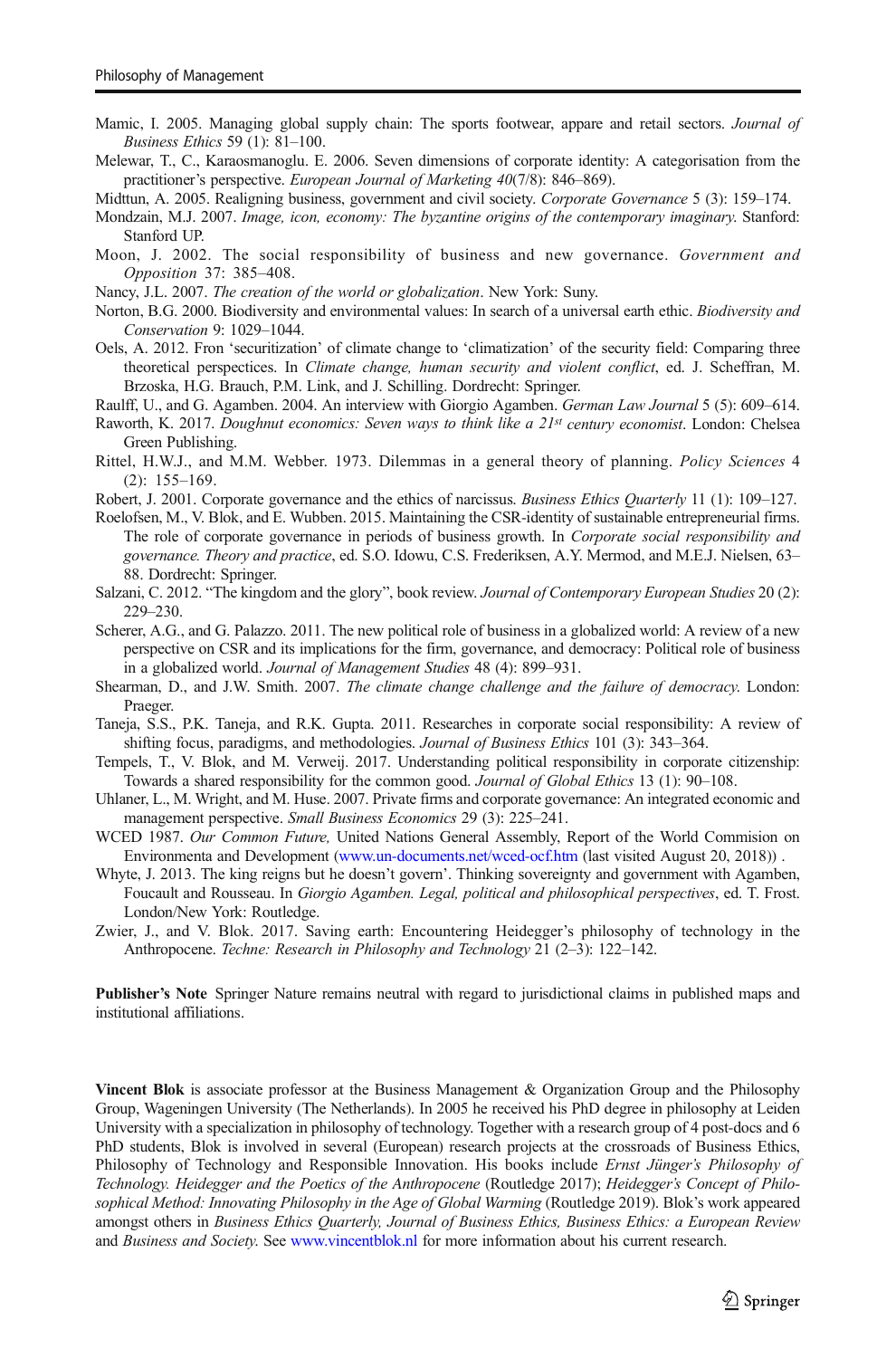Mamic, I. 2005. Managing global supply chain: The sports footwear, appare and retail sectors. *Journal of Business Ethics* 59 (1): 81–100.

Melewar, T., C., Karaosmanoglu. E. 2006. Seven dimensions of corporate identity: A categorisation from the practitioner's perspective. *European Journal of Marketing 40*(7/8): 846–869).

Midttun, A. 2005. Realigning business, government and civil society. *Corporate Governance* 5 (3): 159–174.

Mondzain, M.J. 2007. *Image, icon, economy: The byzantine origins of the contemporary imaginary*. Stanford: Stanford UP.

Moon, J. 2002. The social responsibility of business and new governance. *Government and Opposition* 37: 385–408.

Nancy, J.L. 2007. *The creation of the world or globalization*. New York: Suny.

Norton, B.G. 2000. Biodiversity and environmental values: In search of a universal earth ethic. *Biodiversity and Conservation* 9: 1029–1044.

Oels, A. 2012. Fron 'securitization' of climate change to 'climatization' of the security field: Comparing three theoretical perspectices. In *Climate change, human security and violent conflict*, ed. J. Scheffran, M. Brzoska, H.G. Brauch, P.M. Link, and J. Schilling. Dordrecht: Springer.

Raulff, U., and G. Agamben. 2004. An interview with Giorgio Agamben. *German Law Journal* 5 (5): 609–614.

Raworth, K. 2017. *Doughnut economics: Seven ways to think like a 21st century economist*. London: Chelsea Green Publishing.

Rittel, H.W.J., and M.M. Webber. 1973. Dilemmas in a general theory of planning. *Policy Sciences* 4 (2): 155–169.

Robert, J. 2001. Corporate governance and the ethics of narcissus. *Business Ethics Quarterly* 11 (1): 109–127.

Roelofsen, M., V. Blok, and E. Wubben. 2015. Maintaining the CSR-identity of sustainable entrepreneurial firms. The role of corporate governance in periods of business growth. In *Corporate social responsibility and governance. Theory and practice*, ed. S.O. Idowu, C.S. Frederiksen, A.Y. Mermod, and M.E.J. Nielsen, 63–88. Dordrecht: Springer.

Salzani, C. 2012. "The kingdom and the glory", book review. *Journal of Contemporary European Studies* 20 (2): 229–230.

Scherer, A.G., and G. Palazzo. 2011. The new political role of business in a globalized world: A review of a new perspective on CSR and its implications for the firm, governance, and democracy: Political role of business in a globalized world. *Journal of Management Studies* 48 (4): 899–931.

Shearman, D., and J.W. Smith. 2007. *The climate change challenge and the failure of democracy*. London: Praeger.

Taneja, S.S., P.K. Taneja, and R.K. Gupta. 2011. Researches in corporate social responsibility: A review of shifting focus, paradigms, and methodologies. *Journal of Business Ethics* 101 (3): 343–364.

Tempels, T., V. Blok, and M. Verweij. 2017. Understanding political responsibility in corporate citizenship: Towards a shared responsibility for the common good. *Journal of Global Ethics* 13 (1): 90–108.

Uhlaner, L., M. Wright, and M. Huse. 2007. Private firms and corporate governance: An integrated economic and management perspective. *Small Business Economics* 29 (3): 225–241.

WCED 1987. *Our Common Future,* United Nations General Assembly, Report of the World Commision on Environmenta and Development (www.un-documents.net/wced-ocf.htm (last visited August 20, 2018)) .

Whyte, J. 2013. The king reigns but he doesn't govern'. Thinking sovereignty and government with Agamben, Foucault and Rousseau. In *Giorgio Agamben. Legal, political and philosophical perspectives*, ed. T. Frost. London/New York: Routledge.

Zwier, J., and V. Blok. 2017. Saving earth: Encountering Heidegger's philosophy of technology in the Anthropocene. *Techne: Research in Philosophy and Technology* 21 (2–3): 122–142.

**Publisher's Note** Springer Nature remains neutral with regard to jurisdictional claims in published maps and institutional affiliations.

**Vincent Blok** is associate professor at the Business Management & Organization Group and the Philosophy Group, Wageningen University (The Netherlands). In 2005 he received his PhD degree in philosophy at Leiden University with a specialization in philosophy of technology. Together with a research group of 4 post-docs and 6 PhD students, Blok is involved in several (European) research projects at the crossroads of Business Ethics, Philosophy of Technology and Responsible Innovation. His books include *Ernst Jünger's Philosophy of Technology. Heidegger and the Poetics of the Anthropocene* (Routledge 2017); *Heidegger's Concept of Philosophical Method: Innovating Philosophy in the Age of Global Warming* (Routledge 2019). Blok's work appeared amongst others in *Business Ethics Quarterly, Journal of Business Ethics, Business Ethics: a European Review* and *Business and Society.* See www.vincentblok.nl for more information about his current research.